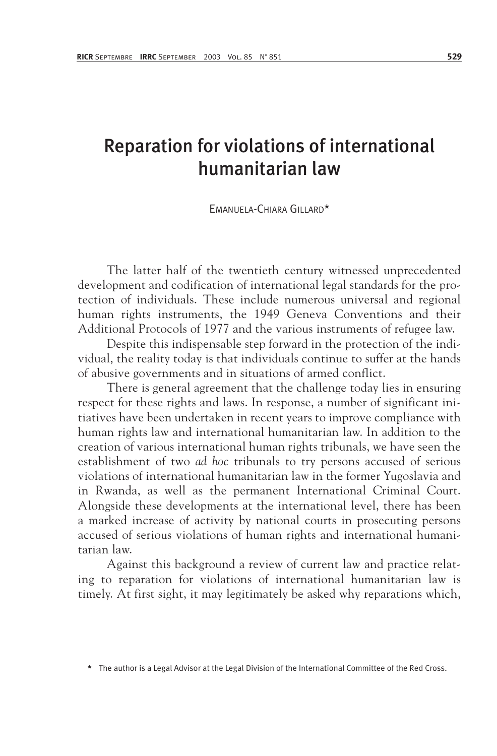# Reparation for violations of international humanitarian law

EMANUELA-CHIARA GILLARD*

The latter half of the twentieth century witnessed unprecedented development and codification of international legal standards for the protection of individuals. These include numerous universal and regional human rights instruments, the 1949 Geneva Conventions and their Additional Protocols of 1977 and the various instruments of refugee law.

Despite this indispensable step forward in the protection of the individual, the reality today is that individuals continue to suffer at the hands of abusive governments and in situations of armed conflict.

There is general agreement that the challenge today lies in ensuring respect for these rights and laws. In response, a number of significant initiatives have been undertaken in recent years to improve compliance with human rights law and international humanitarian law. In addition to the creation of various international human rights tribunals, we have seen the establishment of two *ad hoc* tribunals to try persons accused of serious violations of international humanitarian law in the former Yugoslavia and in Rwanda, as well as the permanent International Criminal Court. Alongside these developments at the international level, there has been a marked increase of activity by national courts in prosecuting persons accused of serious violations of human rights and international humanitarian law.

Against this background a review of current law and practice relating to reparation for violations of international humanitarian law is timely. At first sight, it may legitimately be asked why reparations which,

* The author is a Legal Advisor at the Legal Division of the International Committee of the Red Cross.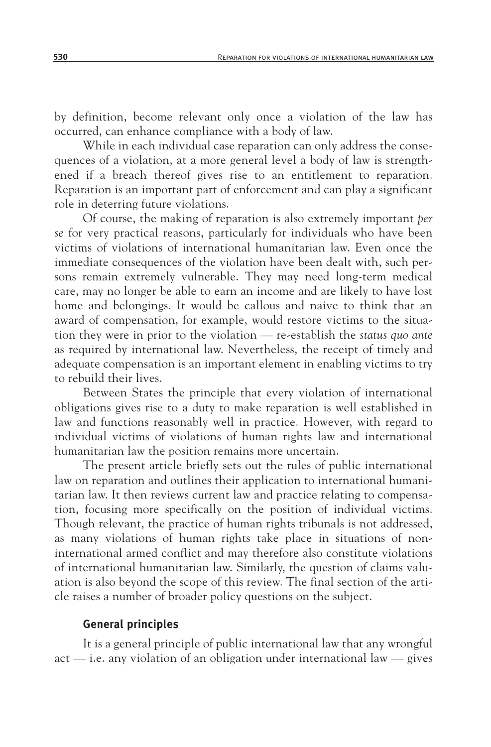by definition, become relevant only once a violation of the law has occurred, can enhance compliance with a body of law.

While in each individual case reparation can only address the consequences of a violation, at a more general level a body of law is strengthened if a breach thereof gives rise to an entitlement to reparation. Reparation is an important part of enforcement and can play a significant role in deterring future violations.

Of course, the making of reparation is also extremely important *per se* for very practical reasons, particularly for individuals who have been victims of violations of international humanitarian law. Even once the immediate consequences of the violation have been dealt with, such persons remain extremely vulnerable. They may need long-term medical care, may no longer be able to earn an income and are likely to have lost home and belongings. It would be callous and naive to think that an award of compensation, for example, would restore victims to the situation they were in prior to the violation — re-establish the *status quo ante* as required by international law. Nevertheless, the receipt of timely and adequate compensation is an important element in enabling victims to try to rebuild their lives.

Between States the principle that every violation of international obligations gives rise to a duty to make reparation is well established in law and functions reasonably well in practice. However, with regard to individual victims of violations of human rights law and international humanitarian law the position remains more uncertain.

The present article briefly sets out the rules of public international law on reparation and outlines their application to international humanitarian law. It then reviews current law and practice relating to compensation, focusing more specifically on the position of individual victims. Though relevant, the practice of human rights tribunals is not addressed, as many violations of human rights take place in situations of non-international armed conflict and may therefore also constitute violations of international humanitarian law. Similarly, the question of claims valuation is also beyond the scope of this review. The final section of the article raises a number of broader policy questions on the subject.

## General principles

It is a general principle of public international law that any wrongful act — i.e. any violation of an obligation under international law — gives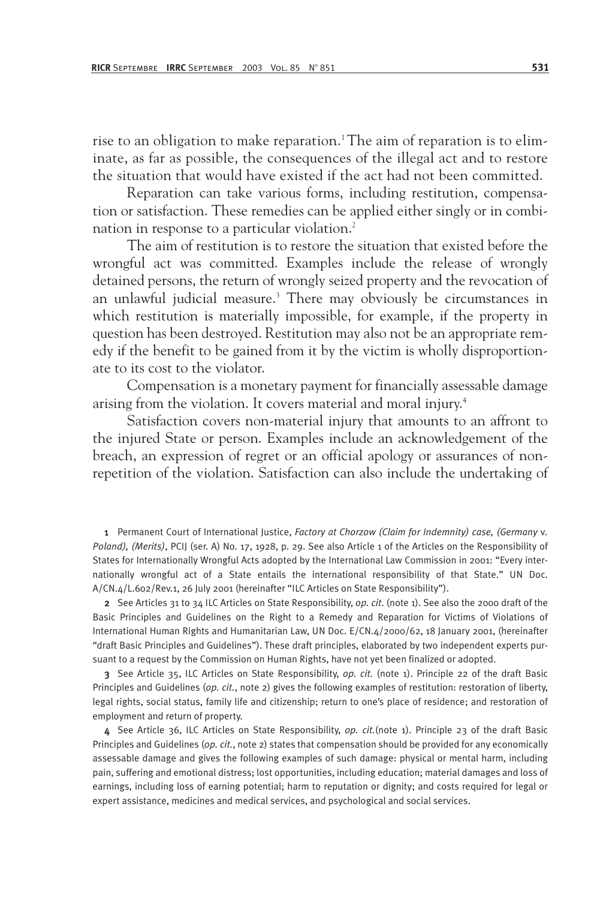rise to an obligation to make reparation.[1] The aim of reparation is to eliminate, as far as possible, the consequences of the illegal act and to restore the situation that would have existed if the act had not been committed.

Reparation can take various forms, including restitution, compensation or satisfaction. These remedies can be applied either singly or in combination in response to a particular violation.[2]

The aim of restitution is to restore the situation that existed before the wrongful act was committed. Examples include the release of wrongly detained persons, the return of wrongly seized property and the revocation of an unlawful judicial measure.[3] There may obviously be circumstances in which restitution is materially impossible, for example, if the property in question has been destroyed. Restitution may also not be an appropriate remedy if the benefit to be gained from it by the victim is wholly disproportionate to its cost to the violator.

Compensation is a monetary payment for financially assessable damage arising from the violation. It covers material and moral injury.[4]

Satisfaction covers non-material injury that amounts to an affront to the injured State or person. Examples include an acknowledgement of the breach, an expression of regret or an official apology or assurances of non-repetition of the violation. Satisfaction can also include the undertaking of

---

1 Permanent Court of International Justice, *Factory at Chorzow (Claim for Indemnity) case, (Germany v. Poland), (Merits)*, PCIJ (ser. A) No. 17, 1928, p. 29. See also Article 1 of the Articles on the Responsibility of States for Internationally Wrongful Acts adopted by the International Law Commission in 2001: "Every internationally wrongful act of a State entails the international responsibility of that State." UN Doc. A/CN.4/L.602/Rev.1, 26 July 2001 (hereinafter "ILC Articles on State Responsibility").

2 See Articles 31 to 34 ILC Articles on State Responsibility, *op. cit*. (note 1). See also the 2000 draft of the Basic Principles and Guidelines on the Right to a Remedy and Reparation for Victims of Violations of International Human Rights and Humanitarian Law, UN Doc. E/CN.4/2000/62, 18 January 2001, (hereinafter "draft Basic Principles and Guidelines"). These draft principles, elaborated by two independent experts pursuant to a request by the Commission on Human Rights, have not yet been finalized or adopted.

3 See Article 35, ILC Articles on State Responsibility, *op. cit.* (note 1). Principle 22 of the draft Basic Principles and Guidelines (*op. cit.*, note 2) gives the following examples of restitution: restoration of liberty, legal rights, social status, family life and citizenship; return to one's place of residence; and restoration of employment and return of property.

4 See Article 36, ILC Articles on State Responsibility, *op. cit.*(note 1). Principle 23 of the draft Basic Principles and Guidelines (*op. cit.*, note 2) states that compensation should be provided for any economically assessable damage and gives the following examples of such damage: physical or mental harm, including pain, suffering and emotional distress; lost opportunities, including education; material damages and loss of earnings, including loss of earning potential; harm to reputation or dignity; and costs required for legal or expert assistance, medicines and medical services, and psychological and social services.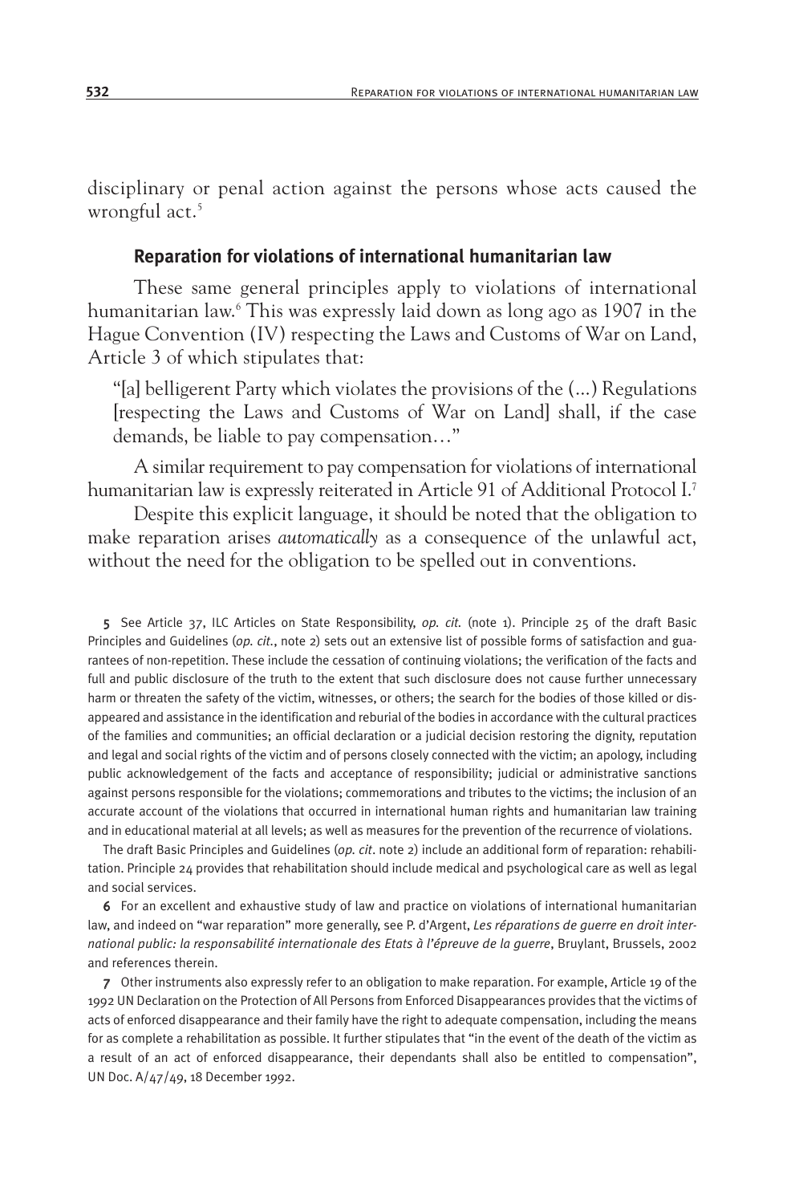disciplinary or penal action against the persons whose acts caused the wrongful act.[5]

### Reparation for violations of international humanitarian law

These same general principles apply to violations of international humanitarian law.[6] This was expressly laid down as long ago as 1907 in the Hague Convention (IV) respecting the Laws and Customs of War on Land, Article 3 of which stipulates that:

> "[a] belligerent Party which violates the provisions of the (...) Regulations [respecting the Laws and Customs of War on Land] shall, if the case demands, be liable to pay compensation…"

A similar requirement to pay compensation for violations of international humanitarian law is expressly reiterated in Article 91 of Additional Protocol I.[7]

Despite this explicit language, it should be noted that the obligation to make reparation arises *automatically* as a consequence of the unlawful act, without the need for the obligation to be spelled out in conventions.

---

5 See Article 37, ILC Articles on State Responsibility, *op. cit.* (note 1). Principle 25 of the draft Basic Principles and Guidelines (*op. cit.*, note 2) sets out an extensive list of possible forms of satisfaction and guarantees of non-repetition. These include the cessation of continuing violations; the verification of the facts and full and public disclosure of the truth to the extent that such disclosure does not cause further unnecessary harm or threaten the safety of the victim, witnesses, or others; the search for the bodies of those killed or disappeared and assistance in the identification and reburial of the bodies in accordance with the cultural practices of the families and communities; an official declaration or a judicial decision restoring the dignity, reputation and legal and social rights of the victim and of persons closely connected with the victim; an apology, including public acknowledgement of the facts and acceptance of responsibility; judicial or administrative sanctions against persons responsible for the violations; commemorations and tributes to the victims; the inclusion of an accurate account of the violations that occurred in international human rights and humanitarian law training and in educational material at all levels; as well as measures for the prevention of the recurrence of violations.

The draft Basic Principles and Guidelines (*op. cit*. note 2) include an additional form of reparation: rehabilitation. Principle 24 provides that rehabilitation should include medical and psychological care as well as legal and social services.

6 For an excellent and exhaustive study of law and practice on violations of international humanitarian law, and indeed on "war reparation" more generally, see P. d'Argent, *Les réparations de guerre en droit international public: la responsabilité internationale des Etats à l'épreuve de la guerre*, Bruylant, Brussels, 2002 and references therein.

7 Other instruments also expressly refer to an obligation to make reparation. For example, Article 19 of the 1992 UN Declaration on the Protection of All Persons from Enforced Disappearances provides that the victims of acts of enforced disappearance and their family have the right to adequate compensation, including the means for as complete a rehabilitation as possible. It further stipulates that "in the event of the death of the victim as a result of an act of enforced disappearance, their dependants shall also be entitled to compensation", UN Doc. A/47/49, 18 December 1992.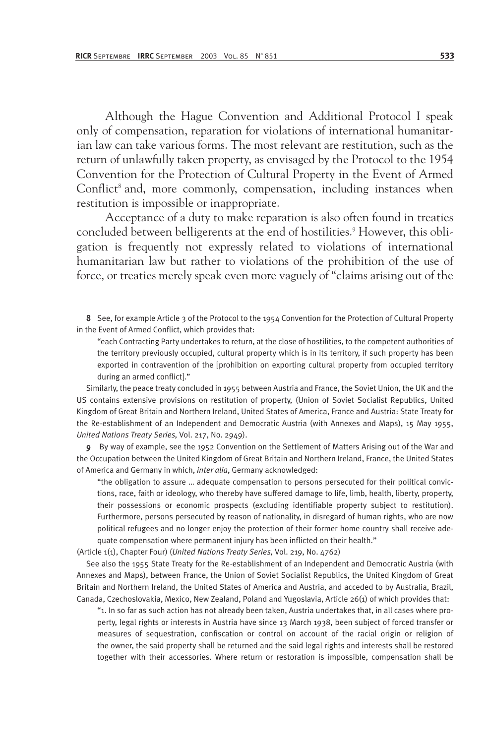Although the Hague Convention and Additional Protocol I speak only of compensation, reparation for violations of international humanitarian law can take various forms. The most relevant are restitution, such as the return of unlawfully taken property, as envisaged by the Protocol to the 1954 Convention for the Protection of Cultural Property in the Event of Armed Conflict[8] and, more commonly, compensation, including instances when restitution is impossible or inappropriate.

Acceptance of a duty to make reparation is also often found in treaties concluded between belligerents at the end of hostilities.[9] However, this obligation is frequently not expressly related to violations of international humanitarian law but rather to violations of the prohibition of the use of force, or treaties merely speak even more vaguely of "claims arising out of the

**8** See, for example Article 3 of the Protocol to the 1954 Convention for the Protection of Cultural Property in the Event of Armed Conflict, which provides that:

> "each Contracting Party undertakes to return, at the close of hostilities, to the competent authorities of the territory previously occupied, cultural property which is in its territory, if such property has been exported in contravention of the [prohibition on exporting cultural property from occupied territory during an armed conflict]."

Similarly, the peace treaty concluded in 1955 between Austria and France, the Soviet Union, the UK and the US contains extensive provisions on restitution of property, (Union of Soviet Socialist Republics, United Kingdom of Great Britain and Northern Ireland, United States of America, France and Austria: State Treaty for the Re-establishment of an Independent and Democratic Austria (with Annexes and Maps), 15 May 1955, *United Nations Treaty Series,* Vol. 217, No. 2949).

***9*** By way of example, see the 1952 Convention on the Settlement of Matters Arising out of the War and the Occupation between the United Kingdom of Great Britain and Northern Ireland, France, the United States of America and Germany in which, *inter alia*, Germany acknowledged:

> "the obligation to assure … adequate compensation to persons persecuted for their political convictions, race, faith or ideology, who thereby have suffered damage to life, limb, health, liberty, property, their possessions or economic prospects (excluding identifiable property subject to restitution). Furthermore, persons persecuted by reason of nationality, in disregard of human rights, who are now political refugees and no longer enjoy the protection of their former home country shall receive adequate compensation where permanent injury has been inflicted on their health."

(Article 1(1), Chapter Four) (*United Nations Treaty Series,* Vol. 219, No. 4762)

See also the 1955 State Treaty for the Re-establishment of an Independent and Democratic Austria (with Annexes and Maps), between France, the Union of Soviet Socialist Republics, the United Kingdom of Great Britain and Northern Ireland, the United States of America and Austria, and acceded to by Australia, Brazil, Canada, Czechoslovakia, Mexico, New Zealand, Poland and Yugoslavia, Article 26(1) of which provides that:

> "1. In so far as such action has not already been taken, Austria undertakes that, in all cases where property, legal rights or interests in Austria have since 13 March 1938, been subject of forced transfer or measures of sequestration, confiscation or control on account of the racial origin or religion of the owner, the said property shall be returned and the said legal rights and interests shall be restored together with their accessories. Where return or restoration is impossible, compensation shall be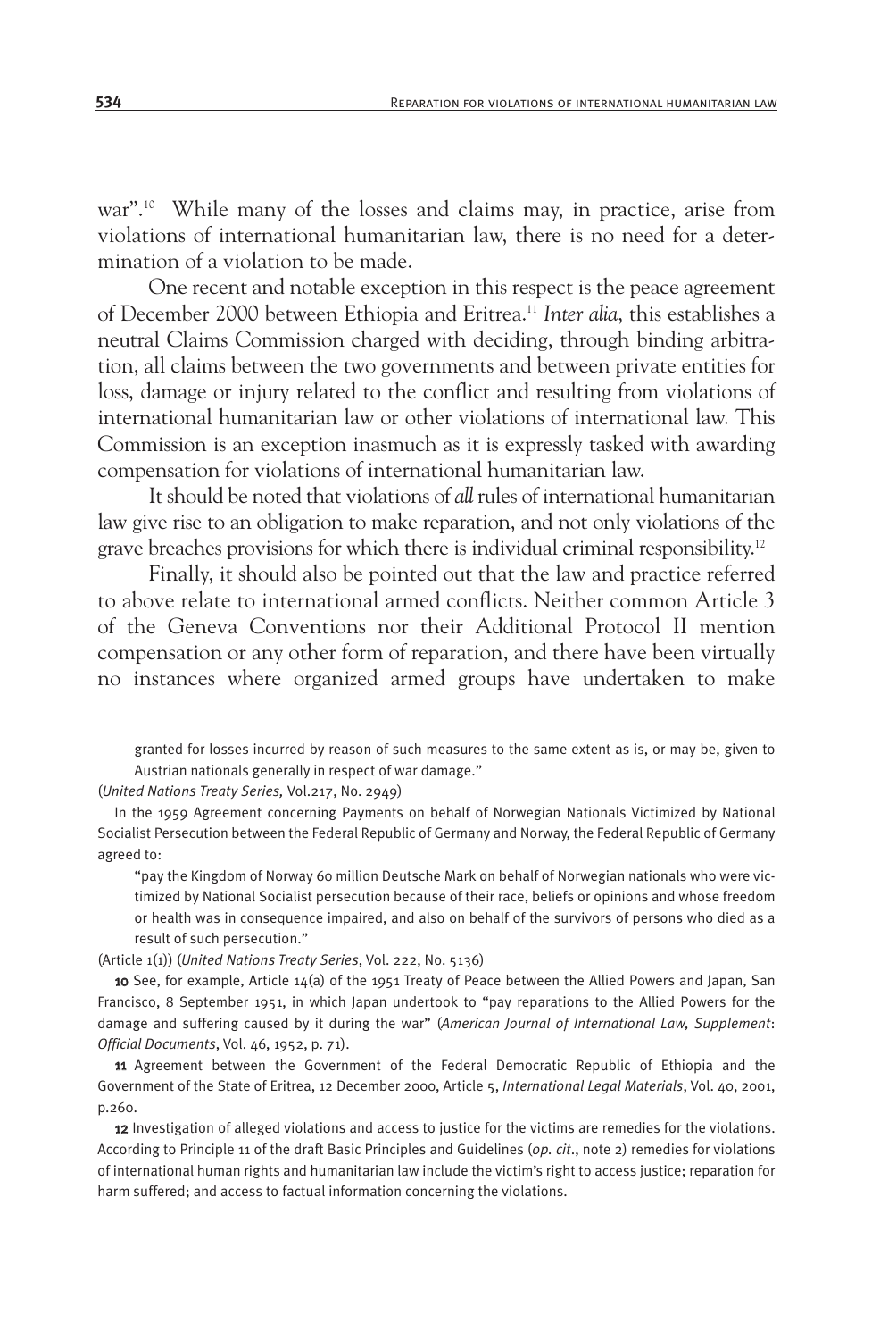war".[10] While many of the losses and claims may, in practice, arise from violations of international humanitarian law, there is no need for a determination of a violation to be made.

One recent and notable exception in this respect is the peace agreement of December 2000 between Ethiopia and Eritrea.[11] *Inter alia*, this establishes a neutral Claims Commission charged with deciding, through binding arbitration, all claims between the two governments and between private entities for loss, damage or injury related to the conflict and resulting from violations of international humanitarian law or other violations of international law. This Commission is an exception inasmuch as it is expressly tasked with awarding compensation for violations of international humanitarian law.

It should be noted that violations of *all* rules of international humanitarian law give rise to an obligation to make reparation, and not only violations of the grave breaches provisions for which there is individual criminal responsibility.[12]

Finally, it should also be pointed out that the law and practice referred to above relate to international armed conflicts. Neither common Article 3 of the Geneva Conventions nor their Additional Protocol II mention compensation or any other form of reparation, and there have been virtually no instances where organized armed groups have undertaken to make

granted for losses incurred by reason of such measures to the same extent as is, or may be, given to Austrian nationals generally in respect of war damage."

(*United Nations Treaty Series,* Vol.217, No. 2949)

In the 1959 Agreement concerning Payments on behalf of Norwegian Nationals Victimized by National Socialist Persecution between the Federal Republic of Germany and Norway, the Federal Republic of Germany agreed to:

"pay the Kingdom of Norway 60 million Deutsche Mark on behalf of Norwegian nationals who were victimized by National Socialist persecution because of their race, beliefs or opinions and whose freedom or health was in consequence impaired, and also on behalf of the survivors of persons who died as a result of such persecution."

(Article 1(1)) (*United Nations Treaty Series*, Vol. 222, No. 5136)

**10** See, for example, Article 14(a) of the 1951 Treaty of Peace between the Allied Powers and Japan, San Francisco, 8 September 1951, in which Japan undertook to "pay reparations to the Allied Powers for the damage and suffering caused by it during the war" (*American Journal of International Law, Supplement*: *Official Documents*, Vol. 46, 1952, p. 71).

**11** Agreement between the Government of the Federal Democratic Republic of Ethiopia and the Government of the State of Eritrea, 12 December 2000, Article 5, *International Legal Materials*, Vol. 40, 2001, p.260.

**12** Investigation of alleged violations and access to justice for the victims are remedies for the violations. According to Principle 11 of the draft Basic Principles and Guidelines (*op. cit*., note 2) remedies for violations of international human rights and humanitarian law include the victim's right to access justice; reparation for harm suffered; and access to factual information concerning the violations.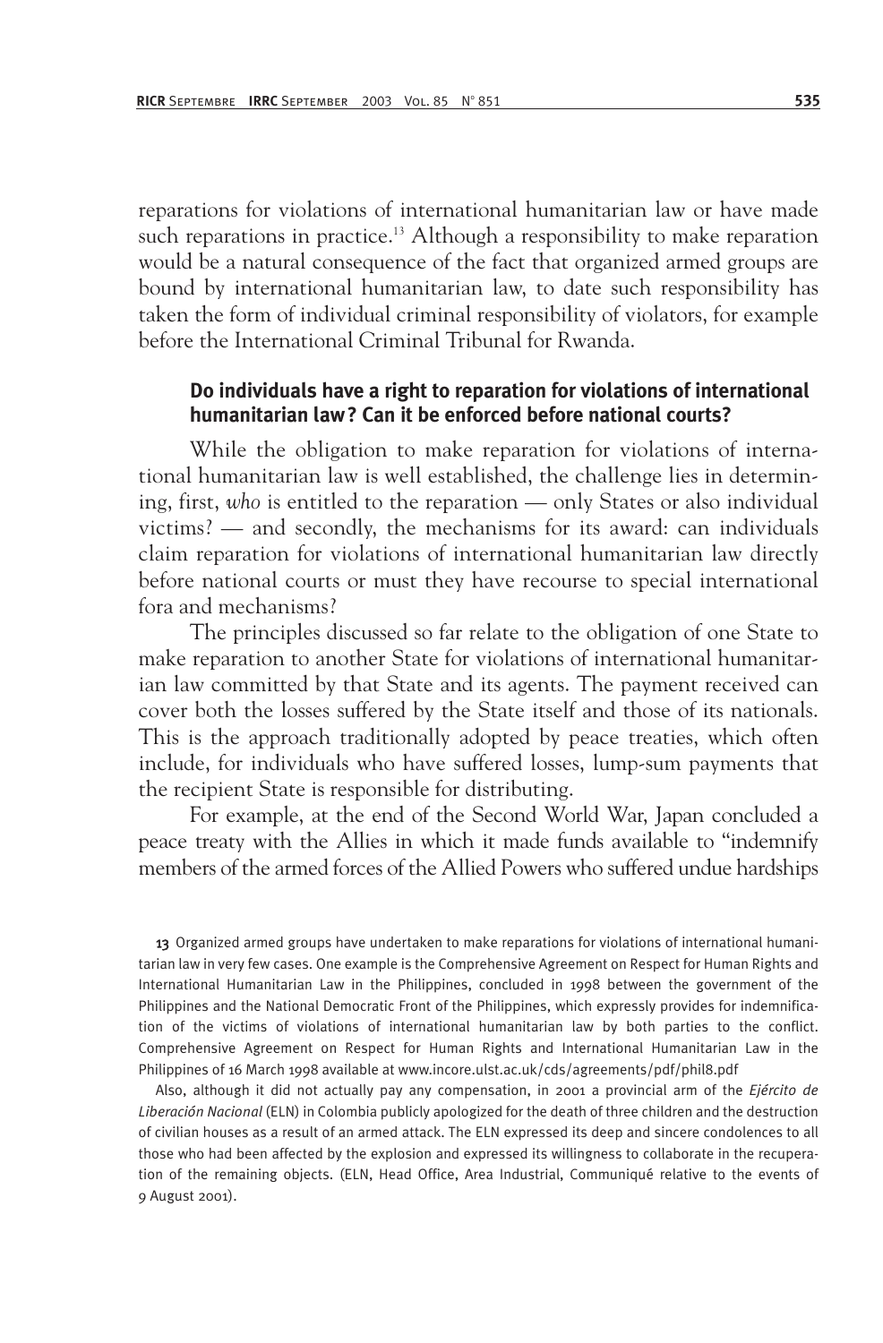reparations for violations of international humanitarian law or have made such reparations in practice.[13] Although a responsibility to make reparation would be a natural consequence of the fact that organized armed groups are bound by international humanitarian law, to date such responsibility has taken the form of individual criminal responsibility of violators, for example before the International Criminal Tribunal for Rwanda.

### Do individuals have a right to reparation for violations of international humanitarian law? Can it be enforced before national courts?

While the obligation to make reparation for violations of international humanitarian law is well established, the challenge lies in determining, first, *who* is entitled to the reparation — only States or also individual victims? — and secondly, the mechanisms for its award: can individuals claim reparation for violations of international humanitarian law directly before national courts or must they have recourse to special international fora and mechanisms?

The principles discussed so far relate to the obligation of one State to make reparation to another State for violations of international humanitarian law committed by that State and its agents. The payment received can cover both the losses suffered by the State itself and those of its nationals. This is the approach traditionally adopted by peace treaties, which often include, for individuals who have suffered losses, lump-sum payments that the recipient State is responsible for distributing.

For example, at the end of the Second World War, Japan concluded a peace treaty with the Allies in which it made funds available to "indemnify members of the armed forces of the Allied Powers who suffered undue hardships

---

13 Organized armed groups have undertaken to make reparations for violations of international humanitarian law in very few cases. One example is the Comprehensive Agreement on Respect for Human Rights and International Humanitarian Law in the Philippines, concluded in 1998 between the government of the Philippines and the National Democratic Front of the Philippines, which expressly provides for indemnification of the victims of violations of international humanitarian law by both parties to the conflict. Comprehensive Agreement on Respect for Human Rights and International Humanitarian Law in the Philippines of 16 March 1998 available at www.incore.ulst.ac.uk/cds/agreements/pdf/phil8.pdf

Also, although it did not actually pay any compensation, in 2001 a provincial arm of the *Ejército de Liberación Nacional* (ELN) in Colombia publicly apologized for the death of three children and the destruction of civilian houses as a result of an armed attack. The ELN expressed its deep and sincere condolences to all those who had been affected by the explosion and expressed its willingness to collaborate in the recuperation of the remaining objects. (ELN, Head Office, Area Industrial, Communiqué relative to the events of 9 August 2001).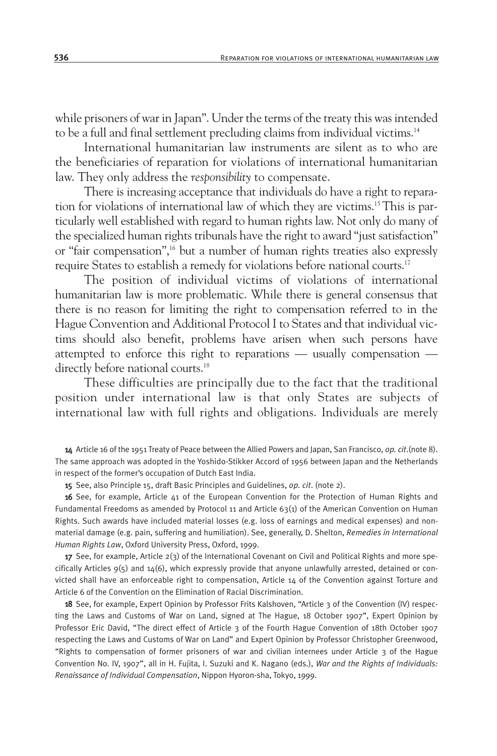while prisoners of war in Japan". Under the terms of the treaty this was intended to be a full and final settlement precluding claims from individual victims.[14]

International humanitarian law instruments are silent as to who are the beneficiaries of reparation for violations of international humanitarian law. They only address the *responsibility* to compensate.

There is increasing acceptance that individuals do have a right to reparation for violations of international law of which they are victims.[15] This is particularly well established with regard to human rights law. Not only do many of the specialized human rights tribunals have the right to award "just satisfaction" or "fair compensation",[16] but a number of human rights treaties also expressly require States to establish a remedy for violations before national courts.[17]

The position of individual victims of violations of international humanitarian law is more problematic. While there is general consensus that there is no reason for limiting the right to compensation referred to in the Hague Convention and Additional Protocol I to States and that individual victims should also benefit, problems have arisen when such persons have attempted to enforce this right to reparations — usually compensation — directly before national courts.[18]

These difficulties are principally due to the fact that the traditional position under international law is that only States are subjects of international law with full rights and obligations. Individuals are merely

**14** Article 16 of the 1951 Treaty of Peace between the Allied Powers and Japan, San Francisco, *op. cit.*(note 8). The same approach was adopted in the Yoshido-Stikker Accord of 1956 between Japan and the Netherlands in respect of the former's occupation of Dutch East India.

**15** See, also Principle 15, draft Basic Principles and Guidelines, *op. cit.* (note 2).

**16** See, for example, Article 41 of the European Convention for the Protection of Human Rights and Fundamental Freedoms as amended by Protocol 11 and Article 63(1) of the American Convention on Human Rights. Such awards have included material losses (e.g. loss of earnings and medical expenses) and non-material damage (e.g. pain, suffering and humiliation). See, generally, D. Shelton, *Remedies in International Human Rights Law*, Oxford University Press, Oxford, 1999.

**17** See, for example, Article 2(3) of the International Covenant on Civil and Political Rights and more specifically Articles 9(5) and 14(6), which expressly provide that anyone unlawfully arrested, detained or convicted shall have an enforceable right to compensation, Article 14 of the Convention against Torture and Article 6 of the Convention on the Elimination of Racial Discrimination.

**18** See, for example, Expert Opinion by Professor Frits Kalshoven, "Article 3 of the Convention (IV) respecting the Laws and Customs of War on Land, signed at The Hague, 18 October 1907", Expert Opinion by Professor Eric David, "The direct effect of Article 3 of the Fourth Hague Convention of 18th October 1907 respecting the Laws and Customs of War on Land" and Expert Opinion by Professor Christopher Greenwood, "Rights to compensation of former prisoners of war and civilian internees under Article 3 of the Hague Convention No. IV, 1907", all in H. Fujita, I. Suzuki and K. Nagano (eds.), *War and the Rights of Individuals: Renaissance of Individual Compensation*, Nippon Hyoron-sha, Tokyo, 1999.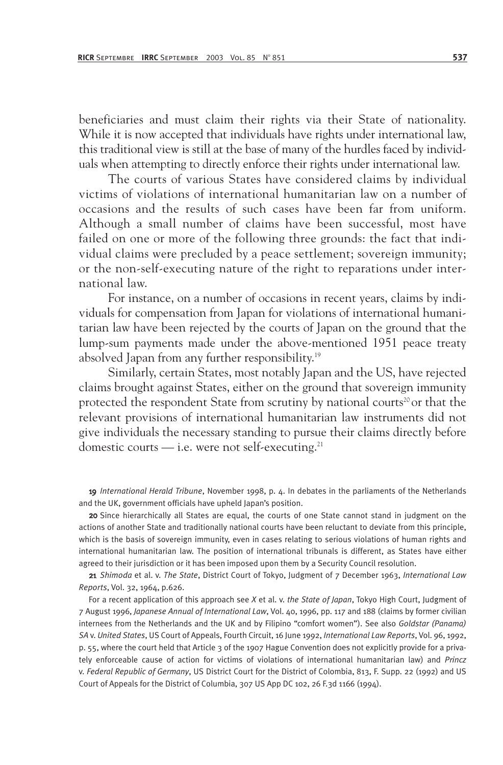beneficiaries and must claim their rights via their State of nationality. While it is now accepted that individuals have rights under international law, this traditional view is still at the base of many of the hurdles faced by individuals when attempting to directly enforce their rights under international law.

The courts of various States have considered claims by individual victims of violations of international humanitarian law on a number of occasions and the results of such cases have been far from uniform. Although a small number of claims have been successful, most have failed on one or more of the following three grounds: the fact that individual claims were precluded by a peace settlement; sovereign immunity; or the non-self-executing nature of the right to reparations under international law.

For instance, on a number of occasions in recent years, claims by individuals for compensation from Japan for violations of international humanitarian law have been rejected by the courts of Japan on the ground that the lump-sum payments made under the above-mentioned 1951 peace treaty absolved Japan from any further responsibility.[19]

Similarly, certain States, most notably Japan and the US, have rejected claims brought against States, either on the ground that sovereign immunity protected the respondent State from scrutiny by national courts[20] or that the relevant provisions of international humanitarian law instruments did not give individuals the necessary standing to pursue their claims directly before domestic courts — i.e. were not self-executing.[21]

---

**19** *International Herald Tribune*, November 1998, p. 4. In debates in the parliaments of the Netherlands and the UK, government officials have upheld Japan's position.

**20** Since hierarchically all States are equal, the courts of one State cannot stand in judgment on the actions of another State and traditionally national courts have been reluctant to deviate from this principle, which is the basis of sovereign immunity, even in cases relating to serious violations of human rights and international humanitarian law. The position of international tribunals is different, as States have either agreed to their jurisdiction or it has been imposed upon them by a Security Council resolution.

**21** *Shimoda* et al. v. *The State*, District Court of Tokyo, Judgment of 7 December 1963, *International Law Reports*, Vol. 32, 1964, p.626.

For a recent application of this approach see *X* et al. v. *the State of Japan*, Tokyo High Court, Judgment of 7 August 1996, *Japanese Annual of International Law*, Vol. 40, 1996, pp. 117 and 188 (claims by former civilian internees from the Netherlands and the UK and by Filipino "comfort women"). See also *Goldstar (Panama) SA* v. *United States*, US Court of Appeals, Fourth Circuit, 16 June 1992, *International Law Reports*, Vol. 96, 1992, p. 55, where the court held that Article 3 of the 1907 Hague Convention does not explicitly provide for a privately enforceable cause of action for victims of violations of international humanitarian law) and *Princz* v. *Federal Republic of Germany*, US District Court for the District of Colombia, 813, F. Supp. 22 (1992) and US Court of Appeals for the District of Columbia, 307 US App DC 102, 26 F.3d 1166 (1994).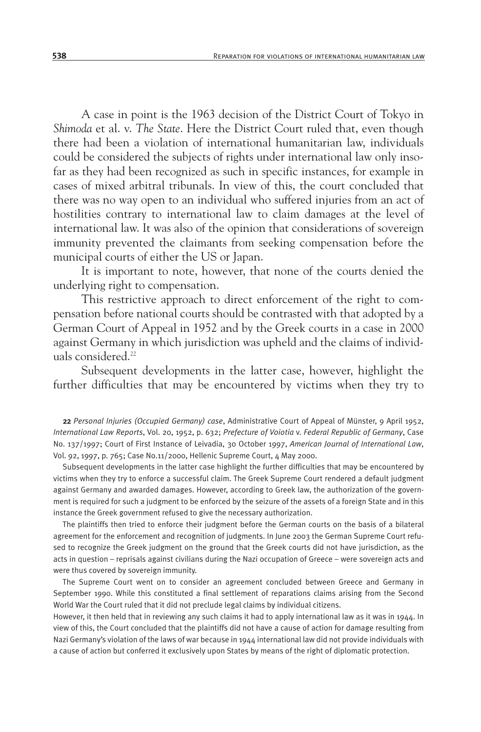A case in point is the 1963 decision of the District Court of Tokyo in *Shimoda* et al. v. *The State*. Here the District Court ruled that, even though there had been a violation of international humanitarian law, individuals could be considered the subjects of rights under international law only insofar as they had been recognized as such in specific instances, for example in cases of mixed arbitral tribunals. In view of this, the court concluded that there was no way open to an individual who suffered injuries from an act of hostilities contrary to international law to claim damages at the level of international law. It was also of the opinion that considerations of sovereign immunity prevented the claimants from seeking compensation before the municipal courts of either the US or Japan.

It is important to note, however, that none of the courts denied the underlying right to compensation.

This restrictive approach to direct enforcement of the right to compensation before national courts should be contrasted with that adopted by a German Court of Appeal in 1952 and by the Greek courts in a case in 2000 against Germany in which jurisdiction was upheld and the claims of individuals considered.[22]

Subsequent developments in the latter case, however, highlight the further difficulties that may be encountered by victims when they try to

---

**22** *Personal Injuries (Occupied Germany) case*, Administrative Court of Appeal of Münster, 9 April 1952, *International Law Reports*, Vol. 20, 1952, p. 632; *Prefecture of Voiotia* v. *Federal Republic of Germany*, Case No. 137/1997; Court of First Instance of Leivadia, 30 October 1997, *American Journal of International Law*, Vol. 92, 1997, p. 765; Case No.11/2000, Hellenic Supreme Court, 4 May 2000.

Subsequent developments in the latter case highlight the further difficulties that may be encountered by victims when they try to enforce a successful claim. The Greek Supreme Court rendered a default judgment against Germany and awarded damages. However, according to Greek law, the authorization of the government is required for such a judgment to be enforced by the seizure of the assets of a foreign State and in this instance the Greek government refused to give the necessary authorization.

The plaintiffs then tried to enforce their judgment before the German courts on the basis of a bilateral agreement for the enforcement and recognition of judgments. In June 2003 the German Supreme Court refused to recognize the Greek judgment on the ground that the Greek courts did not have jurisdiction, as the acts in question – reprisals against civilians during the Nazi occupation of Greece – were sovereign acts and were thus covered by sovereign immunity.

The Supreme Court went on to consider an agreement concluded between Greece and Germany in September 1990. While this constituted a final settlement of reparations claims arising from the Second World War the Court ruled that it did not preclude legal claims by individual citizens.

However, it then held that in reviewing any such claims it had to apply international law as it was in 1944. In view of this, the Court concluded that the plaintiffs did not have a cause of action for damage resulting from Nazi Germany's violation of the laws of war because in 1944 international law did not provide individuals with a cause of action but conferred it exclusively upon States by means of the right of diplomatic protection.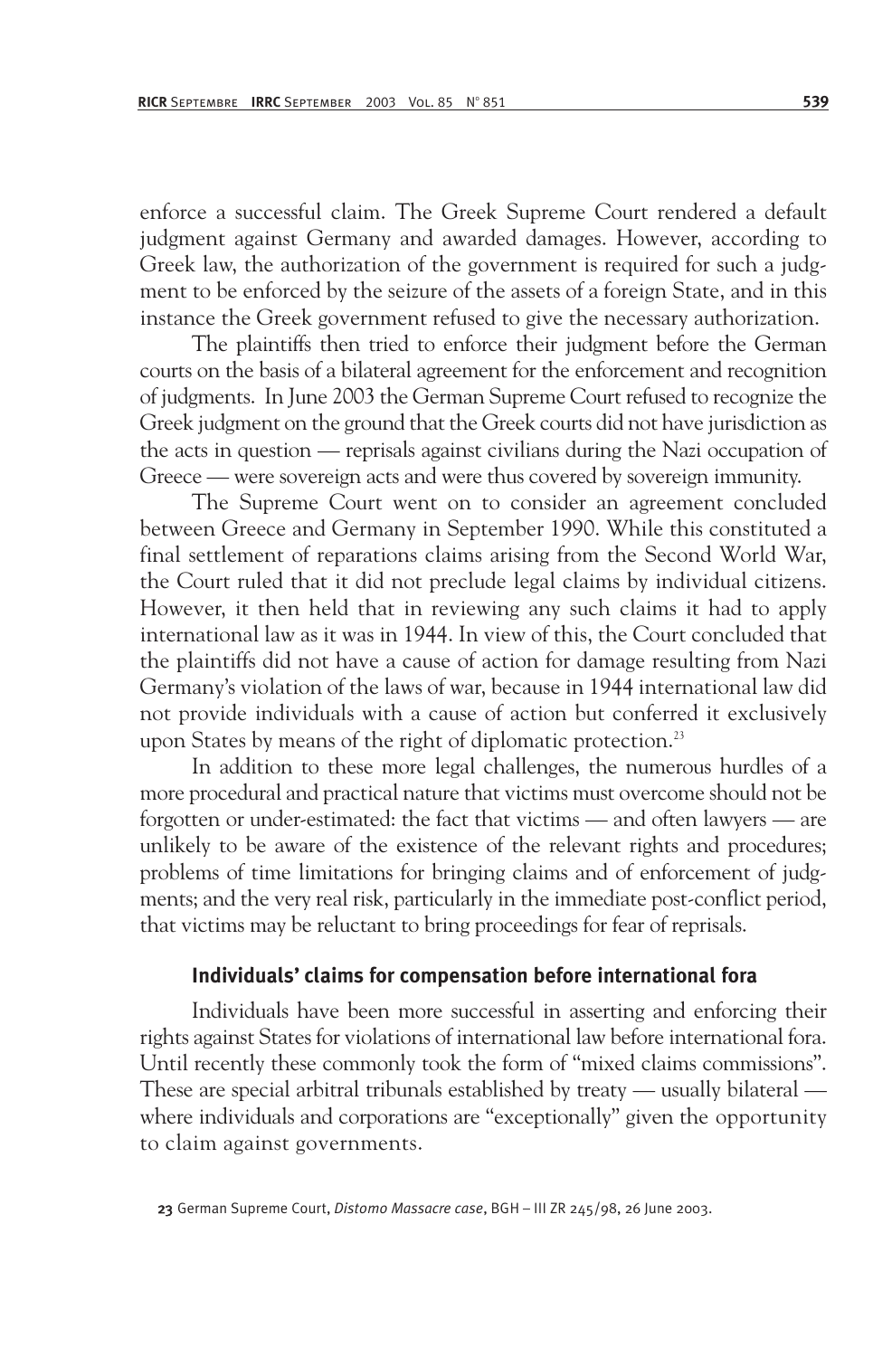enforce a successful claim. The Greek Supreme Court rendered a default judgment against Germany and awarded damages. However, according to Greek law, the authorization of the government is required for such a judgment to be enforced by the seizure of the assets of a foreign State, and in this instance the Greek government refused to give the necessary authorization.

The plaintiffs then tried to enforce their judgment before the German courts on the basis of a bilateral agreement for the enforcement and recognition of judgments. In June 2003 the German Supreme Court refused to recognize the Greek judgment on the ground that the Greek courts did not have jurisdiction as the acts in question — reprisals against civilians during the Nazi occupation of Greece — were sovereign acts and were thus covered by sovereign immunity.

The Supreme Court went on to consider an agreement concluded between Greece and Germany in September 1990. While this constituted a final settlement of reparations claims arising from the Second World War, the Court ruled that it did not preclude legal claims by individual citizens. However, it then held that in reviewing any such claims it had to apply international law as it was in 1944. In view of this, the Court concluded that the plaintiffs did not have a cause of action for damage resulting from Nazi Germany's violation of the laws of war, because in 1944 international law did not provide individuals with a cause of action but conferred it exclusively upon States by means of the right of diplomatic protection.[23]

In addition to these more legal challenges, the numerous hurdles of a more procedural and practical nature that victims must overcome should not be forgotten or under-estimated: the fact that victims — and often lawyers — are unlikely to be aware of the existence of the relevant rights and procedures; problems of time limitations for bringing claims and of enforcement of judgments; and the very real risk, particularly in the immediate post-conflict period, that victims may be reluctant to bring proceedings for fear of reprisals.

### Individuals' claims for compensation before international fora

Individuals have been more successful in asserting and enforcing their rights against States for violations of international law before international fora. Until recently these commonly took the form of "mixed claims commissions". These are special arbitral tribunals established by treaty — usually bilateral — where individuals and corporations are "exceptionally" given the opportunity to claim against governments.

23 German Supreme Court, *Distomo Massacre case*, BGH – III ZR 245/98, 26 June 2003.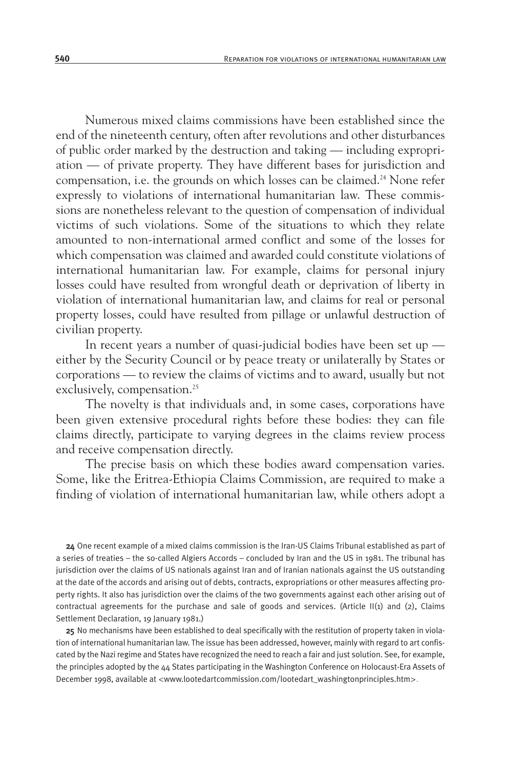Numerous mixed claims commissions have been established since the end of the nineteenth century, often after revolutions and other disturbances of public order marked by the destruction and taking — including expropriation — of private property. They have different bases for jurisdiction and compensation, i.e. the grounds on which losses can be claimed.[24] None refer expressly to violations of international humanitarian law. These commissions are nonetheless relevant to the question of compensation of individual victims of such violations. Some of the situations to which they relate amounted to non-international armed conflict and some of the losses for which compensation was claimed and awarded could constitute violations of international humanitarian law. For example, claims for personal injury losses could have resulted from wrongful death or deprivation of liberty in violation of international humanitarian law, and claims for real or personal property losses, could have resulted from pillage or unlawful destruction of civilian property.

In recent years a number of quasi-judicial bodies have been set up — either by the Security Council or by peace treaty or unilaterally by States or corporations — to review the claims of victims and to award, usually but not exclusively, compensation.[25]

The novelty is that individuals and, in some cases, corporations have been given extensive procedural rights before these bodies: they can file claims directly, participate to varying degrees in the claims review process and receive compensation directly.

The precise basis on which these bodies award compensation varies. Some, like the Eritrea-Ethiopia Claims Commission, are required to make a finding of violation of international humanitarian law, while others adopt a

**24** One recent example of a mixed claims commission is the Iran-US Claims Tribunal established as part of a series of treaties – the so-called Algiers Accords – concluded by Iran and the US in 1981. The tribunal has jurisdiction over the claims of US nationals against Iran and of Iranian nationals against the US outstanding at the date of the accords and arising out of debts, contracts, expropriations or other measures affecting property rights. It also has jurisdiction over the claims of the two governments against each other arising out of contractual agreements for the purchase and sale of goods and services. (Article II(1) and (2), Claims Settlement Declaration, 19 January 1981.)

**25** No mechanisms have been established to deal specifically with the restitution of property taken in violation of international humanitarian law. The issue has been addressed, however, mainly with regard to art confiscated by the Nazi regime and States have recognized the need to reach a fair and just solution. See, for example, the principles adopted by the 44 States participating in the Washington Conference on Holocaust-Era Assets of December 1998, available at <www.lootedartcommission.com/lootedart_washingtonprinciples.htm>.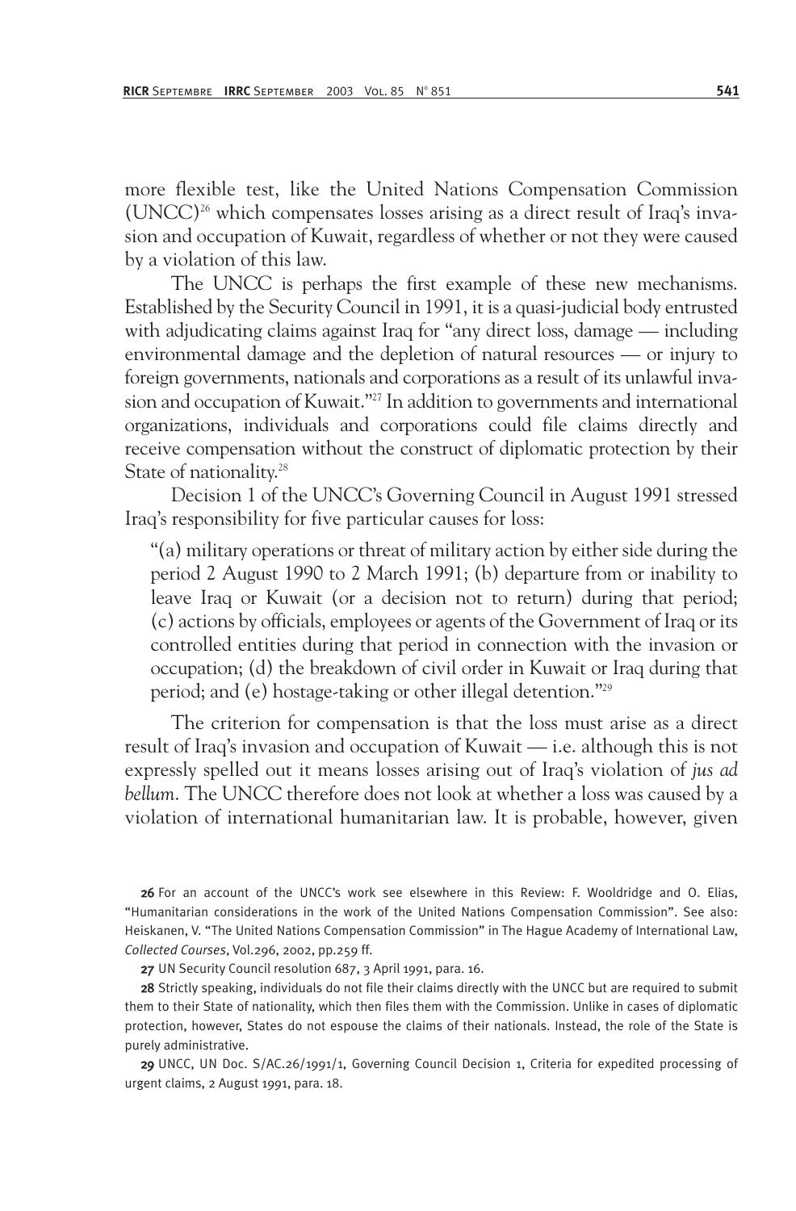more flexible test, like the United Nations Compensation Commission (UNCC)[26] which compensates losses arising as a direct result of Iraq's invasion and occupation of Kuwait, regardless of whether or not they were caused by a violation of this law.

The UNCC is perhaps the first example of these new mechanisms. Established by the Security Council in 1991, it is a quasi-judicial body entrusted with adjudicating claims against Iraq for "any direct loss, damage — including environmental damage and the depletion of natural resources — or injury to foreign governments, nationals and corporations as a result of its unlawful invasion and occupation of Kuwait."[27] In addition to governments and international organizations, individuals and corporations could file claims directly and receive compensation without the construct of diplomatic protection by their State of nationality.[28]

Decision 1 of the UNCC's Governing Council in August 1991 stressed Iraq's responsibility for five particular causes for loss:

> "(a) military operations or threat of military action by either side during the period 2 August 1990 to 2 March 1991; (b) departure from or inability to leave Iraq or Kuwait (or a decision not to return) during that period; (c) actions by officials, employees or agents of the Government of Iraq or its controlled entities during that period in connection with the invasion or occupation; (d) the breakdown of civil order in Kuwait or Iraq during that period; and (e) hostage-taking or other illegal detention."[29]

The criterion for compensation is that the loss must arise as a direct result of Iraq's invasion and occupation of Kuwait — i.e. although this is not expressly spelled out it means losses arising out of Iraq's violation of *jus ad bellum*. The UNCC therefore does not look at whether a loss was caused by a violation of international humanitarian law. It is probable, however, given

---

26 For an account of the UNCC's work see elsewhere in this Review: F. Wooldridge and O. Elias, "Humanitarian considerations in the work of the United Nations Compensation Commission". See also: Heiskanen, V. "The United Nations Compensation Commission" in The Hague Academy of International Law, *Collected Courses*, Vol.296, 2002, pp.259 ff.

27 UN Security Council resolution 687, 3 April 1991, para. 16.

28 Strictly speaking, individuals do not file their claims directly with the UNCC but are required to submit them to their State of nationality, which then files them with the Commission. Unlike in cases of diplomatic protection, however, States do not espouse the claims of their nationals. Instead, the role of the State is purely administrative.

29 UNCC, UN Doc. S/AC.26/1991/1, Governing Council Decision 1, Criteria for expedited processing of urgent claims, 2 August 1991, para. 18.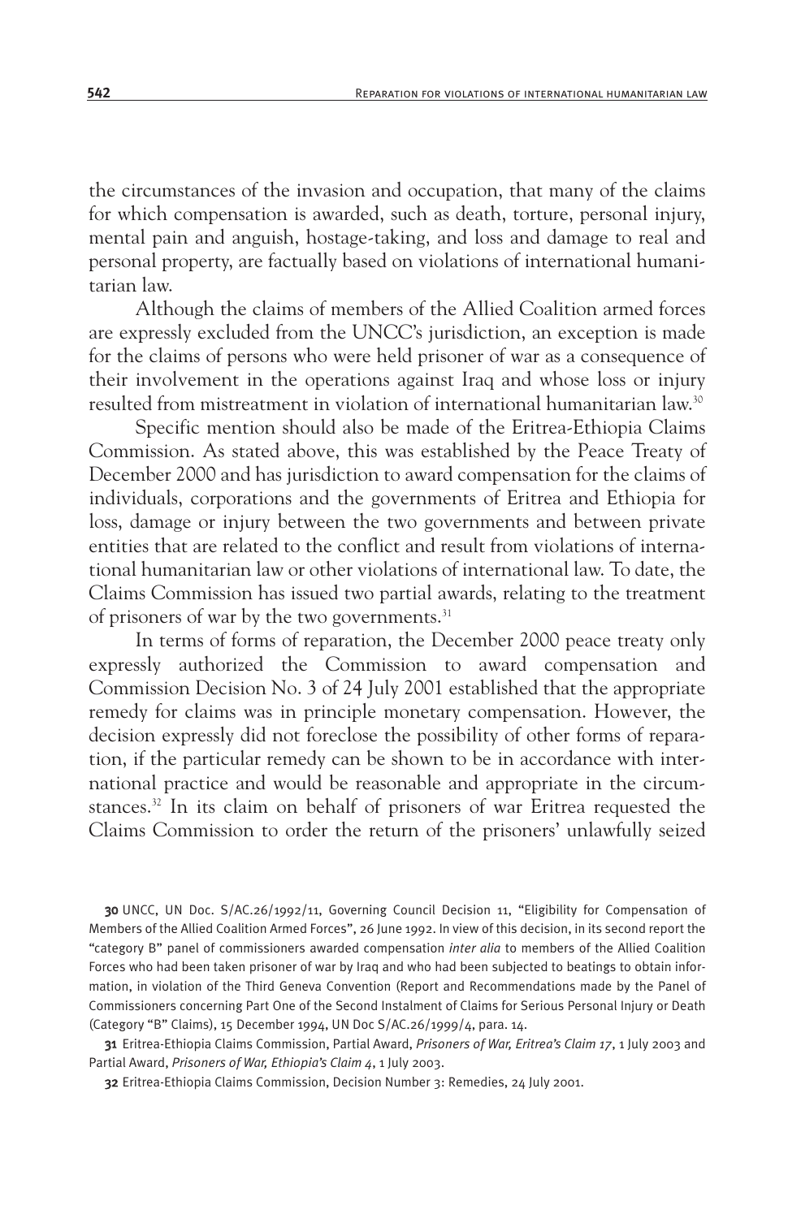the circumstances of the invasion and occupation, that many of the claims for which compensation is awarded, such as death, torture, personal injury, mental pain and anguish, hostage-taking, and loss and damage to real and personal property, are factually based on violations of international humanitarian law.

Although the claims of members of the Allied Coalition armed forces are expressly excluded from the UNCC's jurisdiction, an exception is made for the claims of persons who were held prisoner of war as a consequence of their involvement in the operations against Iraq and whose loss or injury resulted from mistreatment in violation of international humanitarian law.[30]

Specific mention should also be made of the Eritrea-Ethiopia Claims Commission. As stated above, this was established by the Peace Treaty of December 2000 and has jurisdiction to award compensation for the claims of individuals, corporations and the governments of Eritrea and Ethiopia for loss, damage or injury between the two governments and between private entities that are related to the conflict and result from violations of international humanitarian law or other violations of international law. To date, the Claims Commission has issued two partial awards, relating to the treatment of prisoners of war by the two governments.[31]

In terms of forms of reparation, the December 2000 peace treaty only expressly authorized the Commission to award compensation and Commission Decision No. 3 of 24 July 2001 established that the appropriate remedy for claims was in principle monetary compensation. However, the decision expressly did not foreclose the possibility of other forms of reparation, if the particular remedy can be shown to be in accordance with international practice and would be reasonable and appropriate in the circumstances.[32] In its claim on behalf of prisoners of war Eritrea requested the Claims Commission to order the return of the prisoners' unlawfully seized

**30** UNCC, UN Doc. S/AC.26/1992/11, Governing Council Decision 11, "Eligibility for Compensation of Members of the Allied Coalition Armed Forces", 26 June 1992. In view of this decision, in its second report the "category B" panel of commissioners awarded compensation *inter alia* to members of the Allied Coalition Forces who had been taken prisoner of war by Iraq and who had been subjected to beatings to obtain information, in violation of the Third Geneva Convention (Report and Recommendations made by the Panel of Commissioners concerning Part One of the Second Instalment of Claims for Serious Personal Injury or Death (Category "B" Claims), 15 December 1994, UN Doc S/AC.26/1999/4, para. 14.

**31** Eritrea-Ethiopia Claims Commission, Partial Award, *Prisoners of War, Eritrea's Claim 17*, 1 July 2003 and Partial Award, *Prisoners of War, Ethiopia's Claim 4*, 1 July 2003.

**32** Eritrea-Ethiopia Claims Commission, Decision Number 3: Remedies, 24 July 2001.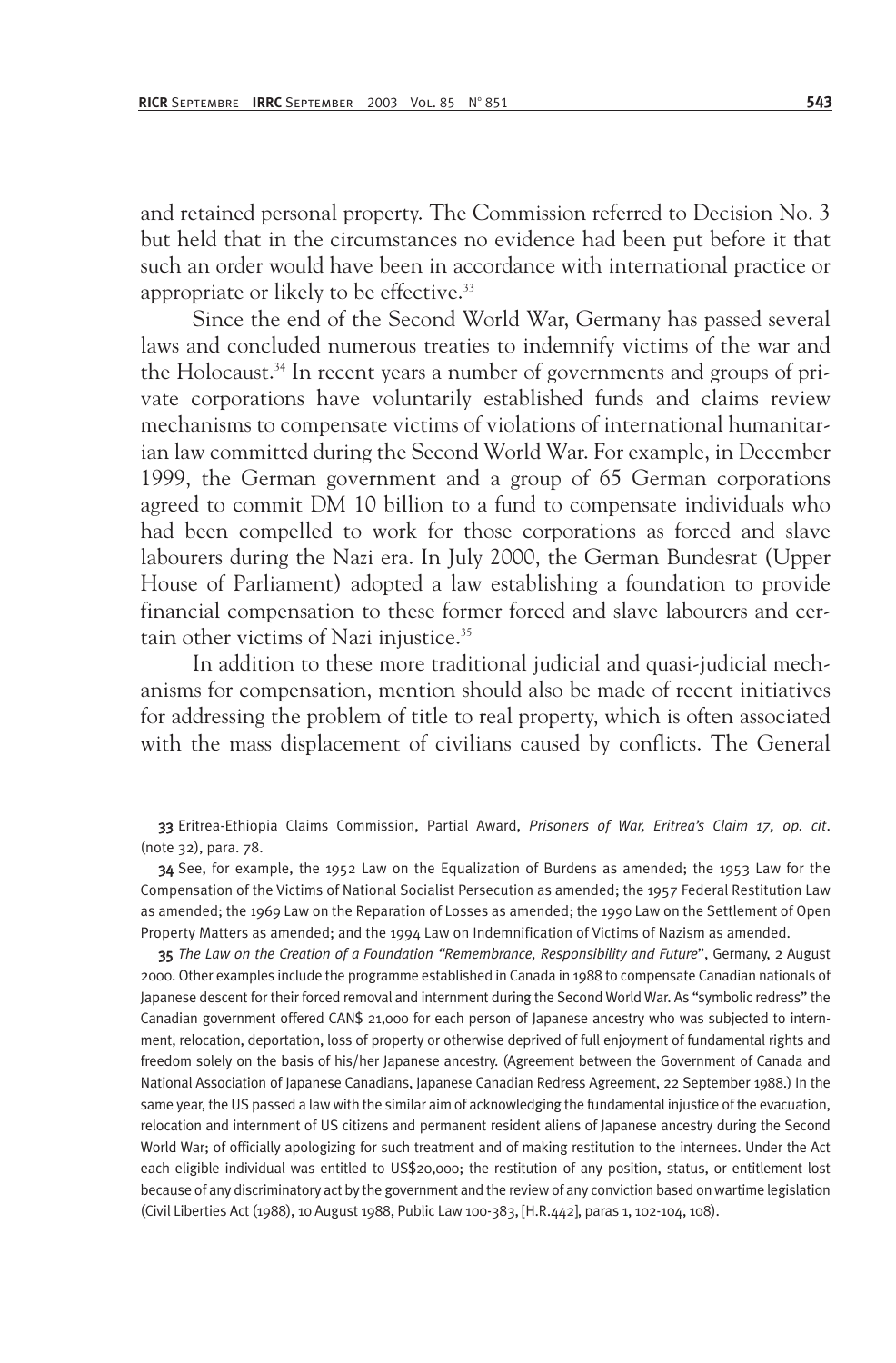and retained personal property. The Commission referred to Decision No. 3 but held that in the circumstances no evidence had been put before it that such an order would have been in accordance with international practice or appropriate or likely to be effective.[33]

Since the end of the Second World War, Germany has passed several laws and concluded numerous treaties to indemnify victims of the war and the Holocaust.[34] In recent years a number of governments and groups of private corporations have voluntarily established funds and claims review mechanisms to compensate victims of violations of international humanitarian law committed during the Second World War. For example, in December 1999, the German government and a group of 65 German corporations agreed to commit DM 10 billion to a fund to compensate individuals who had been compelled to work for those corporations as forced and slave labourers during the Nazi era. In July 2000, the German Bundesrat (Upper House of Parliament) adopted a law establishing a foundation to provide financial compensation to these former forced and slave labourers and certain other victims of Nazi injustice.[35]

In addition to these more traditional judicial and quasi-judicial mechanisms for compensation, mention should also be made of recent initiatives for addressing the problem of title to real property, which is often associated with the mass displacement of civilians caused by conflicts. The General

**33** Eritrea-Ethiopia Claims Commission, Partial Award, *Prisoners of War, Eritrea's Claim 17, op. cit*. (note 32), para. 78.

**34** See, for example, the 1952 Law on the Equalization of Burdens as amended; the 1953 Law for the Compensation of the Victims of National Socialist Persecution as amended; the 1957 Federal Restitution Law as amended; the 1969 Law on the Reparation of Losses as amended; the 1990 Law on the Settlement of Open Property Matters as amended; and the 1994 Law on Indemnification of Victims of Nazism as amended.

**35** *The Law on the Creation of a Foundation "Remembrance, Responsibility and Future"*, Germany, 2 August 2000. Other examples include the programme established in Canada in 1988 to compensate Canadian nationals of Japanese descent for their forced removal and internment during the Second World War. As "symbolic redress" the Canadian government offered CAN$ 21,000 for each person of Japanese ancestry who was subjected to internment, relocation, deportation, loss of property or otherwise deprived of full enjoyment of fundamental rights and freedom solely on the basis of his/her Japanese ancestry. (Agreement between the Government of Canada and National Association of Japanese Canadians, Japanese Canadian Redress Agreement, 22 September 1988.) In the same year, the US passed a law with the similar aim of acknowledging the fundamental injustice of the evacuation, relocation and internment of US citizens and permanent resident aliens of Japanese ancestry during the Second World War; of officially apologizing for such treatment and of making restitution to the internees. Under the Act each eligible individual was entitled to US$20,000; the restitution of any position, status, or entitlement lost because of any discriminatory act by the government and the review of any conviction based on wartime legislation (Civil Liberties Act (1988), 10 August 1988, Public Law 100-383, [H.R.442], paras 1, 102-104, 108).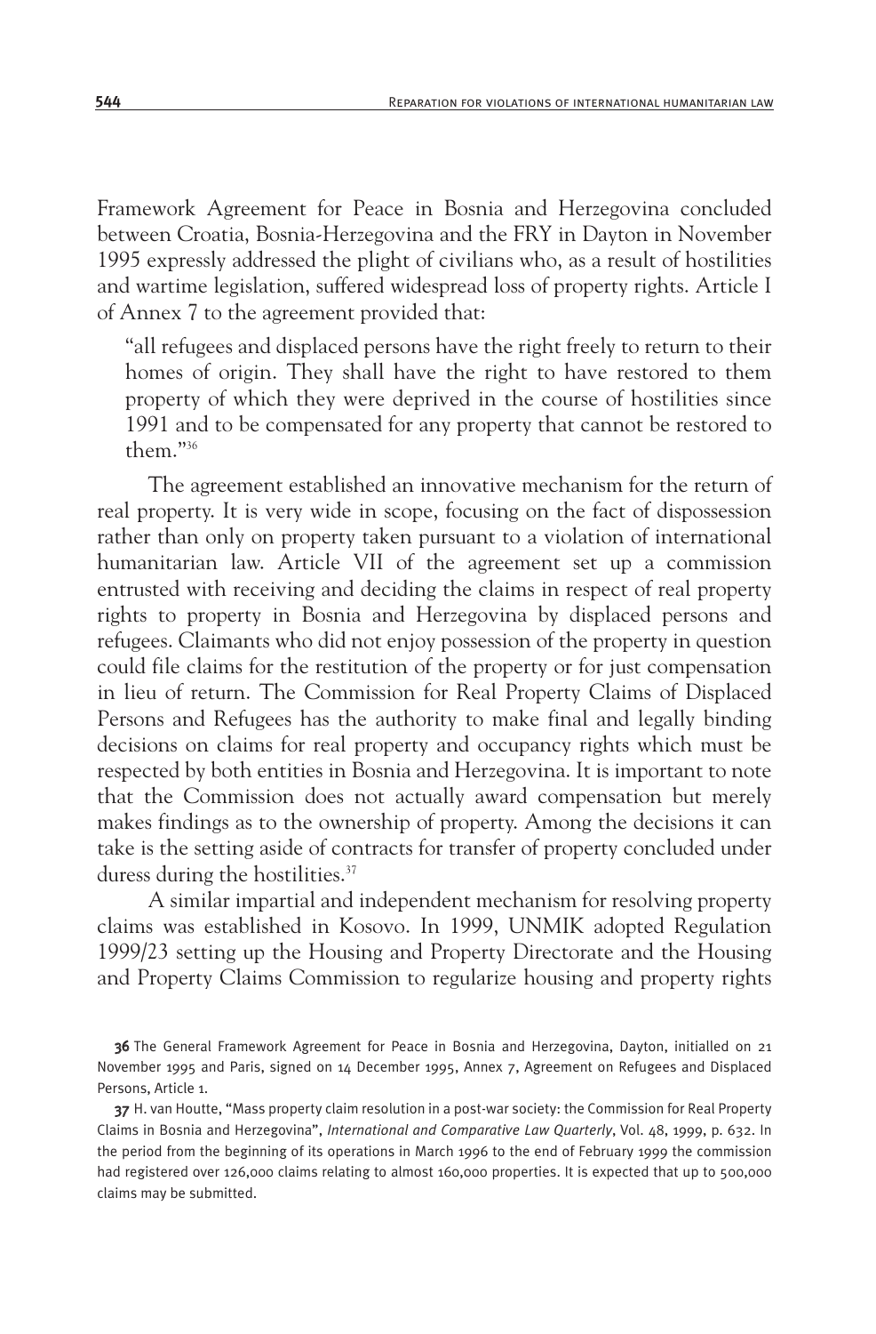Framework Agreement for Peace in Bosnia and Herzegovina concluded between Croatia, Bosnia-Herzegovina and the FRY in Dayton in November 1995 expressly addressed the plight of civilians who, as a result of hostilities and wartime legislation, suffered widespread loss of property rights. Article I of Annex 7 to the agreement provided that:

> "all refugees and displaced persons have the right freely to return to their homes of origin. They shall have the right to have restored to them property of which they were deprived in the course of hostilities since 1991 and to be compensated for any property that cannot be restored to them."[36]

The agreement established an innovative mechanism for the return of real property. It is very wide in scope, focusing on the fact of dispossession rather than only on property taken pursuant to a violation of international humanitarian law. Article VII of the agreement set up a commission entrusted with receiving and deciding the claims in respect of real property rights to property in Bosnia and Herzegovina by displaced persons and refugees. Claimants who did not enjoy possession of the property in question could file claims for the restitution of the property or for just compensation in lieu of return. The Commission for Real Property Claims of Displaced Persons and Refugees has the authority to make final and legally binding decisions on claims for real property and occupancy rights which must be respected by both entities in Bosnia and Herzegovina. It is important to note that the Commission does not actually award compensation but merely makes findings as to the ownership of property. Among the decisions it can take is the setting aside of contracts for transfer of property concluded under duress during the hostilities.[37]

A similar impartial and independent mechanism for resolving property claims was established in Kosovo. In 1999, UNMIK adopted Regulation 1999/23 setting up the Housing and Property Directorate and the Housing and Property Claims Commission to regularize housing and property rights

---

**36** The General Framework Agreement for Peace in Bosnia and Herzegovina, Dayton, initialled on 21 November 1995 and Paris, signed on 14 December 1995, Annex 7, Agreement on Refugees and Displaced Persons, Article 1.

**37** H. van Houtte, "Mass property claim resolution in a post-war society: the Commission for Real Property Claims in Bosnia and Herzegovina", *International and Comparative Law Quarterly*, Vol. 48, 1999, p. 632. In the period from the beginning of its operations in March 1996 to the end of February 1999 the commission had registered over 126,000 claims relating to almost 160,000 properties. It is expected that up to 500,000 claims may be submitted.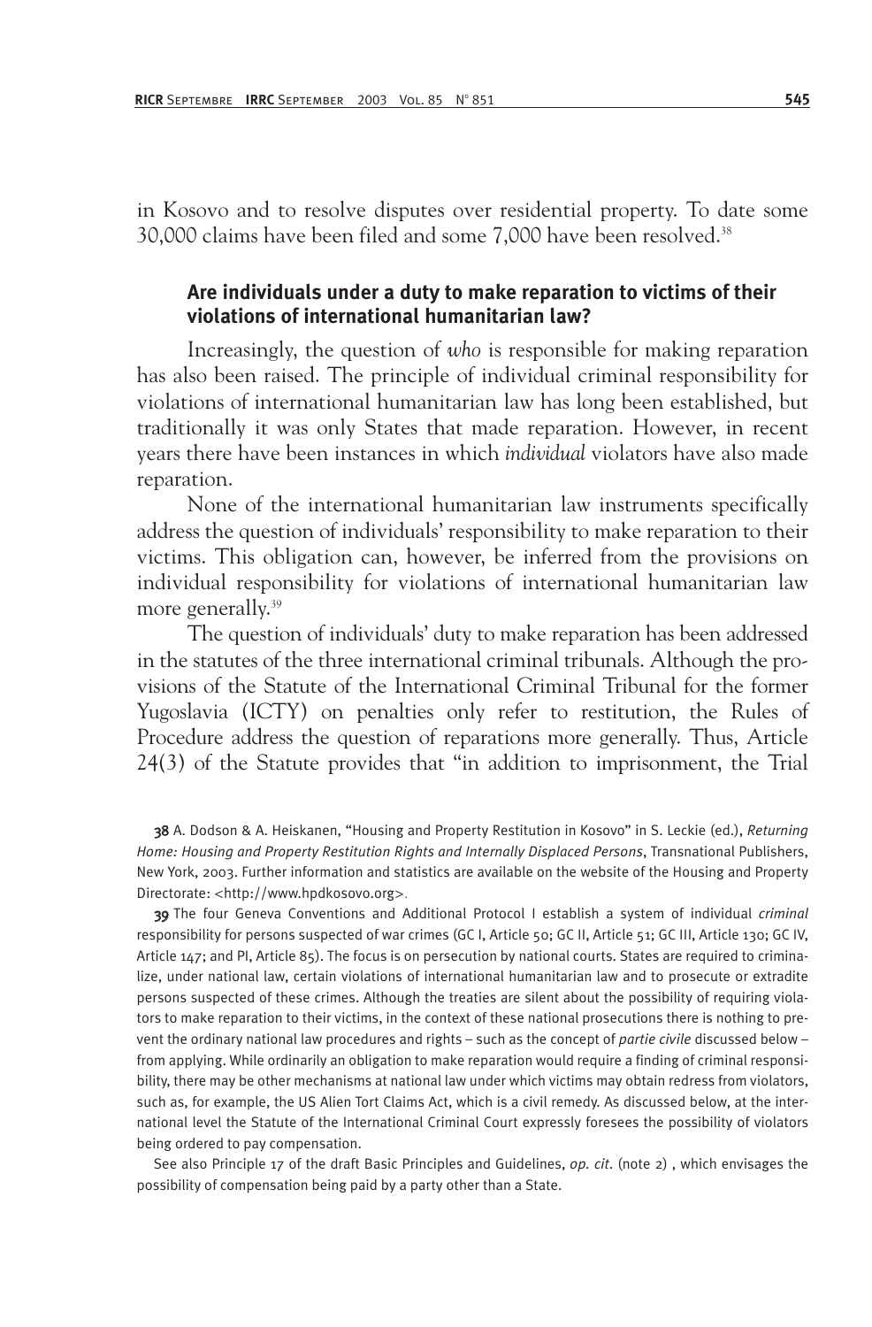in Kosovo and to resolve disputes over residential property. To date some 30,000 claims have been filed and some 7,000 have been resolved.[38]

### Are individuals under a duty to make reparation to victims of their violations of international humanitarian law?

Increasingly, the question of *who* is responsible for making reparation has also been raised. The principle of individual criminal responsibility for violations of international humanitarian law has long been established, but traditionally it was only States that made reparation. However, in recent years there have been instances in which *individual* violators have also made reparation.

None of the international humanitarian law instruments specifically address the question of individuals' responsibility to make reparation to their victims. This obligation can, however, be inferred from the provisions on individual responsibility for violations of international humanitarian law more generally.[39]

The question of individuals' duty to make reparation has been addressed in the statutes of the three international criminal tribunals. Although the provisions of the Statute of the International Criminal Tribunal for the former Yugoslavia (ICTY) on penalties only refer to restitution, the Rules of Procedure address the question of reparations more generally. Thus, Article 24(3) of the Statute provides that "in addition to imprisonment, the Trial

---

38 A. Dodson & A. Heiskanen, "Housing and Property Restitution in Kosovo" in S. Leckie (ed.), *Returning Home: Housing and Property Restitution Rights and Internally Displaced Persons*, Transnational Publishers, New York, 2003. Further information and statistics are available on the website of the Housing and Property Directorate: <http://www.hpdkosovo.org>.

39 The four Geneva Conventions and Additional Protocol I establish a system of individual *criminal* responsibility for persons suspected of war crimes (GC I, Article 50; GC II, Article 51; GC III, Article 130; GC IV, Article 147; and PI, Article 85). The focus is on persecution by national courts. States are required to criminalize, under national law, certain violations of international humanitarian law and to prosecute or extradite persons suspected of these crimes. Although the treaties are silent about the possibility of requiring violators to make reparation to their victims, in the context of these national prosecutions there is nothing to prevent the ordinary national law procedures and rights – such as the concept of *partie civile* discussed below – from applying. While ordinarily an obligation to make reparation would require a finding of criminal responsibility, there may be other mechanisms at national law under which victims may obtain redress from violators, such as, for example, the US Alien Tort Claims Act, which is a civil remedy. As discussed below, at the international level the Statute of the International Criminal Court expressly foresees the possibility of violators being ordered to pay compensation.

See also Principle 17 of the draft Basic Principles and Guidelines, *op. cit.* (note 2) , which envisages the possibility of compensation being paid by a party other than a State.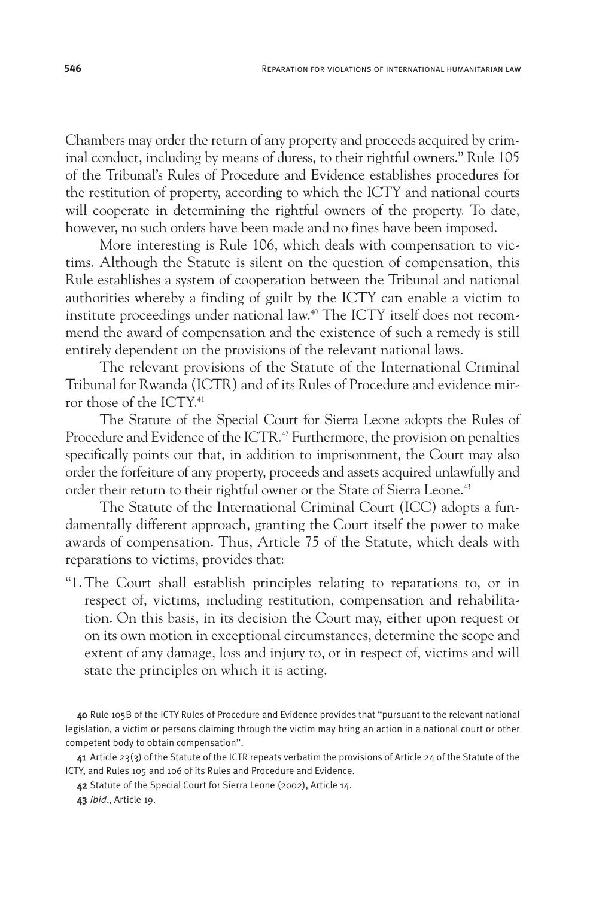Chambers may order the return of any property and proceeds acquired by criminal conduct, including by means of duress, to their rightful owners." Rule 105 of the Tribunal's Rules of Procedure and Evidence establishes procedures for the restitution of property, according to which the ICTY and national courts will cooperate in determining the rightful owners of the property. To date, however, no such orders have been made and no fines have been imposed.

More interesting is Rule 106, which deals with compensation to victims. Although the Statute is silent on the question of compensation, this Rule establishes a system of cooperation between the Tribunal and national authorities whereby a finding of guilt by the ICTY can enable a victim to institute proceedings under national law.[40] The ICTY itself does not recommend the award of compensation and the existence of such a remedy is still entirely dependent on the provisions of the relevant national laws.

The relevant provisions of the Statute of the International Criminal Tribunal for Rwanda (ICTR) and of its Rules of Procedure and evidence mirror those of the ICTY.[41]

The Statute of the Special Court for Sierra Leone adopts the Rules of Procedure and Evidence of the ICTR.[42] Furthermore, the provision on penalties specifically points out that, in addition to imprisonment, the Court may also order the forfeiture of any property, proceeds and assets acquired unlawfully and order their return to their rightful owner or the State of Sierra Leone.[43]

The Statute of the International Criminal Court (ICC) adopts a fundamentally different approach, granting the Court itself the power to make awards of compensation. Thus, Article 75 of the Statute, which deals with reparations to victims, provides that:

"1. The Court shall establish principles relating to reparations to, or in respect of, victims, including restitution, compensation and rehabilitation. On this basis, in its decision the Court may, either upon request or on its own motion in exceptional circumstances, determine the scope and extent of any damage, loss and injury to, or in respect of, victims and will state the principles on which it is acting.

---

40 Rule 105B of the ICTY Rules of Procedure and Evidence provides that "pursuant to the relevant national legislation, a victim or persons claiming through the victim may bring an action in a national court or other competent body to obtain compensation".

41 Article 23(3) of the Statute of the ICTR repeats verbatim the provisions of Article 24 of the Statute of the ICTY, and Rules 105 and 106 of its Rules and Procedure and Evidence.

42 Statute of the Special Court for Sierra Leone (2002), Article 14.

43 *Ibid.*, Article 19.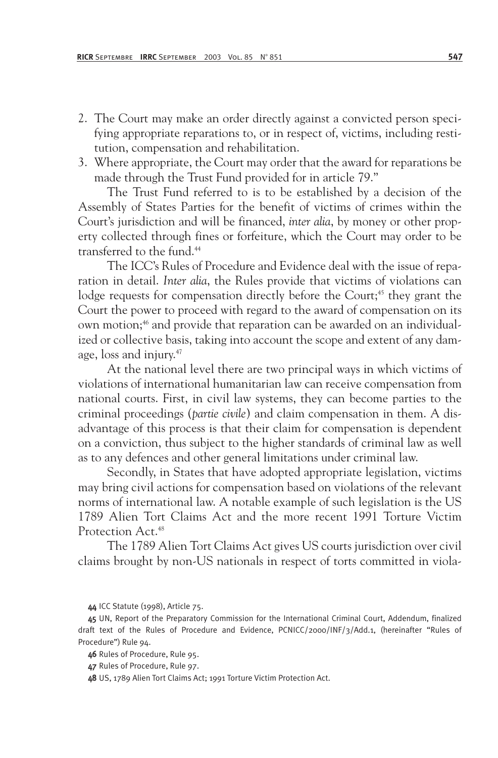2. The Court may make an order directly against a convicted person specifying appropriate reparations to, or in respect of, victims, including restitution, compensation and rehabilitation.
3. Where appropriate, the Court may order that the award for reparations be made through the Trust Fund provided for in article 79."

The Trust Fund referred to is to be established by a decision of the Assembly of States Parties for the benefit of victims of crimes within the Court's jurisdiction and will be financed, *inter alia*, by money or other property collected through fines or forfeiture, which the Court may order to be transferred to the fund.[44]

The ICC's Rules of Procedure and Evidence deal with the issue of reparation in detail. *Inter alia*, the Rules provide that victims of violations can lodge requests for compensation directly before the Court;[45] they grant the Court the power to proceed with regard to the award of compensation on its own motion;[46] and provide that reparation can be awarded on an individualized or collective basis, taking into account the scope and extent of any damage, loss and injury.[47]

At the national level there are two principal ways in which victims of violations of international humanitarian law can receive compensation from national courts. First, in civil law systems, they can become parties to the criminal proceedings (*partie civile*) and claim compensation in them. A disadvantage of this process is that their claim for compensation is dependent on a conviction, thus subject to the higher standards of criminal law as well as to any defences and other general limitations under criminal law.

Secondly, in States that have adopted appropriate legislation, victims may bring civil actions for compensation based on violations of the relevant norms of international law. A notable example of such legislation is the US 1789 Alien Tort Claims Act and the more recent 1991 Torture Victim Protection Act.[48]

The 1789 Alien Tort Claims Act gives US courts jurisdiction over civil claims brought by non-US nationals in respect of torts committed in viola-

---

44 ICC Statute (1998), Article 75.

45 UN, Report of the Preparatory Commission for the International Criminal Court, Addendum, finalized draft text of the Rules of Procedure and Evidence, PCNICC/2000/INF/3/Add.1, (hereinafter "Rules of Procedure") Rule 94.

46 Rules of Procedure, Rule 95.

47 Rules of Procedure, Rule 97.

48 US, 1789 Alien Tort Claims Act; 1991 Torture Victim Protection Act.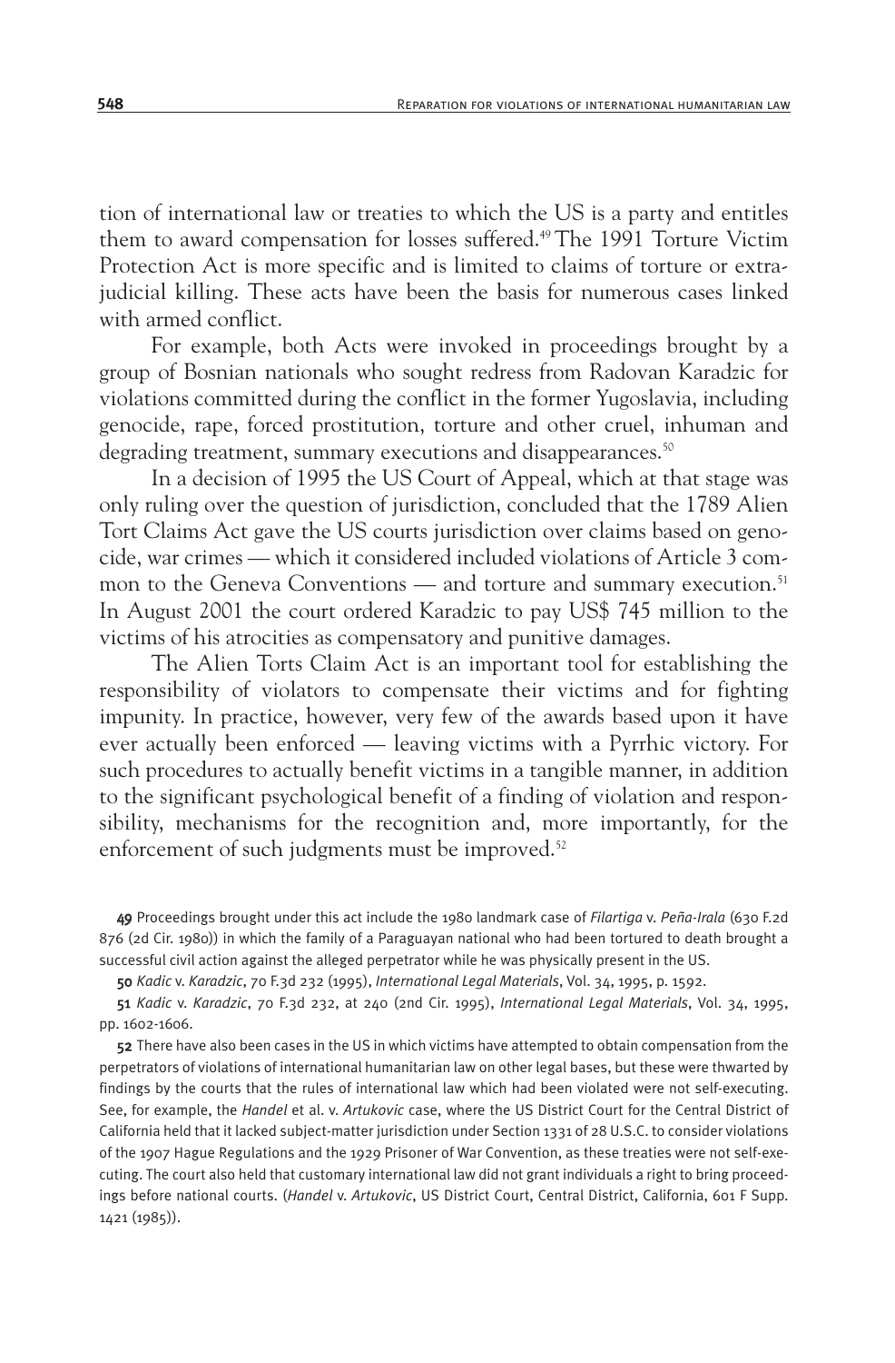tion of international law or treaties to which the US is a party and entitles them to award compensation for losses suffered.[49] The 1991 Torture Victim Protection Act is more specific and is limited to claims of torture or extra-judicial killing. These acts have been the basis for numerous cases linked with armed conflict.

For example, both Acts were invoked in proceedings brought by a group of Bosnian nationals who sought redress from Radovan Karadzic for violations committed during the conflict in the former Yugoslavia, including genocide, rape, forced prostitution, torture and other cruel, inhuman and degrading treatment, summary executions and disappearances.[50]

In a decision of 1995 the US Court of Appeal, which at that stage was only ruling over the question of jurisdiction, concluded that the 1789 Alien Tort Claims Act gave the US courts jurisdiction over claims based on genocide, war crimes — which it considered included violations of Article 3 common to the Geneva Conventions — and torture and summary execution.[51] In August 2001 the court ordered Karadzic to pay US$ 745 million to the victims of his atrocities as compensatory and punitive damages.

The Alien Torts Claim Act is an important tool for establishing the responsibility of violators to compensate their victims and for fighting impunity. In practice, however, very few of the awards based upon it have ever actually been enforced — leaving victims with a Pyrrhic victory. For such procedures to actually benefit victims in a tangible manner, in addition to the significant psychological benefit of a finding of violation and responsibility, mechanisms for the recognition and, more importantly, for the enforcement of such judgments must be improved.[52]

**49** Proceedings brought under this act include the 1980 landmark case of *Filartiga* v. *Peña-Irala* (630 F.2d 876 (2d Cir. 1980)) in which the family of a Paraguayan national who had been tortured to death brought a successful civil action against the alleged perpetrator while he was physically present in the US.

**50** *Kadic* v. *Karadzic*, 70 F.3d 232 (1995), *International Legal Materials*, Vol. 34, 1995, p. 1592.

**51** *Kadic* v. *Karadzic*, 70 F.3d 232, at 240 (2nd Cir. 1995), *International Legal Materials*, Vol. 34, 1995, pp. 1602-1606.

**52** There have also been cases in the US in which victims have attempted to obtain compensation from the perpetrators of violations of international humanitarian law on other legal bases, but these were thwarted by findings by the courts that the rules of international law which had been violated were not self-executing. See, for example, the *Handel* et al. v. *Artukovic* case, where the US District Court for the Central District of California held that it lacked subject-matter jurisdiction under Section 1331 of 28 U.S.C. to consider violations of the 1907 Hague Regulations and the 1929 Prisoner of War Convention, as these treaties were not self-executing. The court also held that customary international law did not grant individuals a right to bring proceedings before national courts. (*Handel* v. *Artukovic*, US District Court, Central District, California, 601 F Supp. 1421 (1985)).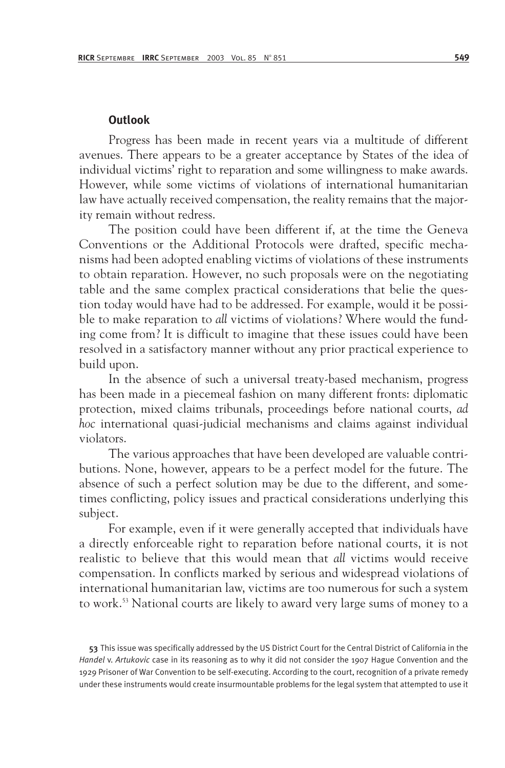### Outlook

Progress has been made in recent years via a multitude of different avenues. There appears to be a greater acceptance by States of the idea of individual victims' right to reparation and some willingness to make awards. However, while some victims of violations of international humanitarian law have actually received compensation, the reality remains that the majority remain without redress.

The position could have been different if, at the time the Geneva Conventions or the Additional Protocols were drafted, specific mechanisms had been adopted enabling victims of violations of these instruments to obtain reparation. However, no such proposals were on the negotiating table and the same complex practical considerations that belie the question today would have had to be addressed. For example, would it be possible to make reparation to *all* victims of violations? Where would the funding come from? It is difficult to imagine that these issues could have been resolved in a satisfactory manner without any prior practical experience to build upon.

In the absence of such a universal treaty-based mechanism, progress has been made in a piecemeal fashion on many different fronts: diplomatic protection, mixed claims tribunals, proceedings before national courts, *ad hoc* international quasi-judicial mechanisms and claims against individual violators.

The various approaches that have been developed are valuable contributions. None, however, appears to be a perfect model for the future. The absence of such a perfect solution may be due to the different, and sometimes conflicting, policy issues and practical considerations underlying this subject.

For example, even if it were generally accepted that individuals have a directly enforceable right to reparation before national courts, it is not realistic to believe that this would mean that *all* victims would receive compensation. In conflicts marked by serious and widespread violations of international humanitarian law, victims are too numerous for such a system to work.[53] National courts are likely to award very large sums of money to a

---

**53** This issue was specifically addressed by the US District Court for the Central District of California in the *Handel* v. *Artukovic* case in its reasoning as to why it did not consider the 1907 Hague Convention and the 1929 Prisoner of War Convention to be self-executing. According to the court, recognition of a private remedy under these instruments would create insurmountable problems for the legal system that attempted to use it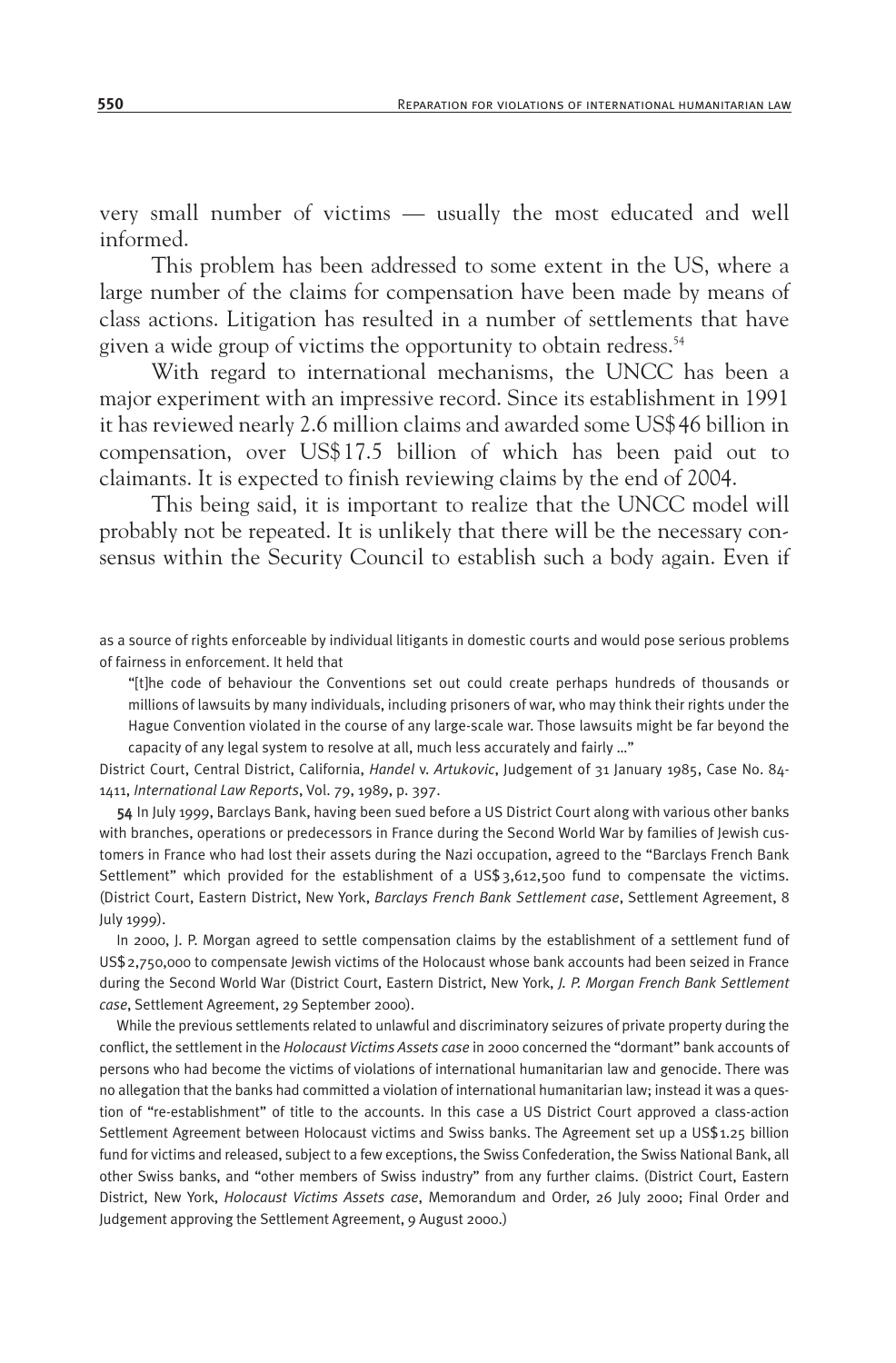very small number of victims — usually the most educated and well informed.

This problem has been addressed to some extent in the US, where a large number of the claims for compensation have been made by means of class actions. Litigation has resulted in a number of settlements that have given a wide group of victims the opportunity to obtain redress.[54]

With regard to international mechanisms, the UNCC has been a major experiment with an impressive record. Since its establishment in 1991 it has reviewed nearly 2.6 million claims and awarded some US$46 billion in compensation, over US$17.5 billion of which has been paid out to claimants. It is expected to finish reviewing claims by the end of 2004.

This being said, it is important to realize that the UNCC model will probably not be repeated. It is unlikely that there will be the necessary consensus within the Security Council to establish such a body again. Even if

---

as a source of rights enforceable by individual litigants in domestic courts and would pose serious problems of fairness in enforcement. It held that

> "[t]he code of behaviour the Conventions set out could create perhaps hundreds of thousands or millions of lawsuits by many individuals, including prisoners of war, who may think their rights under the Hague Convention violated in the course of any large-scale war. Those lawsuits might be far beyond the capacity of any legal system to resolve at all, much less accurately and fairly ..."

District Court, Central District, California, *Handel* v. *Artukovic*, Judgement of 31 January 1985, Case No. 84-1411, *International Law Reports*, Vol. 79, 1989, p. 397.

**54** In July 1999, Barclays Bank, having been sued before a US District Court along with various other banks with branches, operations or predecessors in France during the Second World War by families of Jewish customers in France who had lost their assets during the Nazi occupation, agreed to the "Barclays French Bank Settlement" which provided for the establishment of a US$3,612,500 fund to compensate the victims. (District Court, Eastern District, New York, *Barclays French Bank Settlement case*, Settlement Agreement, 8 July 1999).

In 2000, J. P. Morgan agreed to settle compensation claims by the establishment of a settlement fund of US$2,750,000 to compensate Jewish victims of the Holocaust whose bank accounts had been seized in France during the Second World War (District Court, Eastern District, New York, *J. P. Morgan French Bank Settlement case*, Settlement Agreement, 29 September 2000).

While the previous settlements related to unlawful and discriminatory seizures of private property during the conflict, the settlement in the *Holocaust Victims Assets case* in 2000 concerned the "dormant" bank accounts of persons who had become the victims of violations of international humanitarian law and genocide. There was no allegation that the banks had committed a violation of international humanitarian law; instead it was a question of "re-establishment" of title to the accounts. In this case a US District Court approved a class-action Settlement Agreement between Holocaust victims and Swiss banks. The Agreement set up a US$1.25 billion fund for victims and released, subject to a few exceptions, the Swiss Confederation, the Swiss National Bank, all other Swiss banks, and "other members of Swiss industry" from any further claims. (District Court, Eastern District, New York, *Holocaust Victims Assets case*, Memorandum and Order, 26 July 2000; Final Order and Judgement approving the Settlement Agreement, 9 August 2000.)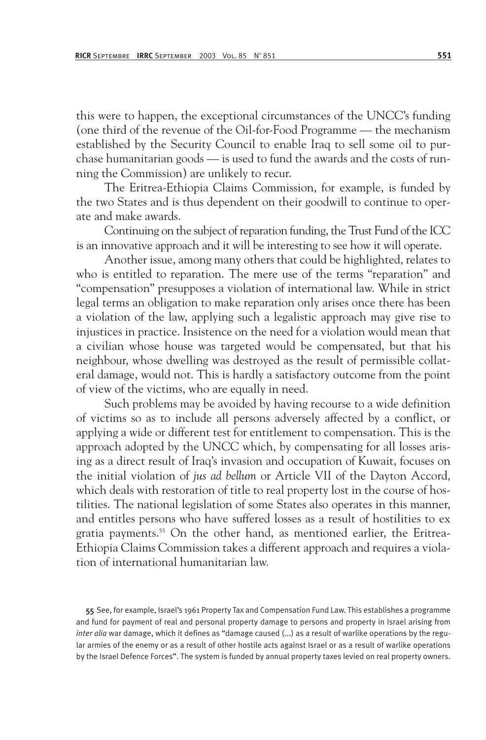this were to happen, the exceptional circumstances of the UNCC's funding (one third of the revenue of the Oil-for-Food Programme — the mechanism established by the Security Council to enable Iraq to sell some oil to purchase humanitarian goods — is used to fund the awards and the costs of running the Commission) are unlikely to recur.

The Eritrea-Ethiopia Claims Commission, for example, is funded by the two States and is thus dependent on their goodwill to continue to operate and make awards.

Continuing on the subject of reparation funding, the Trust Fund of the ICC is an innovative approach and it will be interesting to see how it will operate.

Another issue, among many others that could be highlighted, relates to who is entitled to reparation. The mere use of the terms "reparation" and "compensation" presupposes a violation of international law. While in strict legal terms an obligation to make reparation only arises once there has been a violation of the law, applying such a legalistic approach may give rise to injustices in practice. Insistence on the need for a violation would mean that a civilian whose house was targeted would be compensated, but that his neighbour, whose dwelling was destroyed as the result of permissible collateral damage, would not. This is hardly a satisfactory outcome from the point of view of the victims, who are equally in need.

Such problems may be avoided by having recourse to a wide definition of victims so as to include all persons adversely affected by a conflict, or applying a wide or different test for entitlement to compensation. This is the approach adopted by the UNCC which, by compensating for all losses arising as a direct result of Iraq's invasion and occupation of Kuwait, focuses on the initial violation of *jus ad bellum* or Article VII of the Dayton Accord, which deals with restoration of title to real property lost in the course of hostilities. The national legislation of some States also operates in this manner, and entitles persons who have suffered losses as a result of hostilities to ex gratia payments.[55] On the other hand, as mentioned earlier, the Eritrea-Ethiopia Claims Commission takes a different approach and requires a violation of international humanitarian law.

55 See, for example, Israel's 1961 Property Tax and Compensation Fund Law. This establishes a programme and fund for payment of real and personal property damage to persons and property in Israel arising from *inter alia* war damage, which it defines as "damage caused (...) as a result of warlike operations by the regular armies of the enemy or as a result of other hostile acts against Israel or as a result of warlike operations by the Israel Defence Forces". The system is funded by annual property taxes levied on real property owners.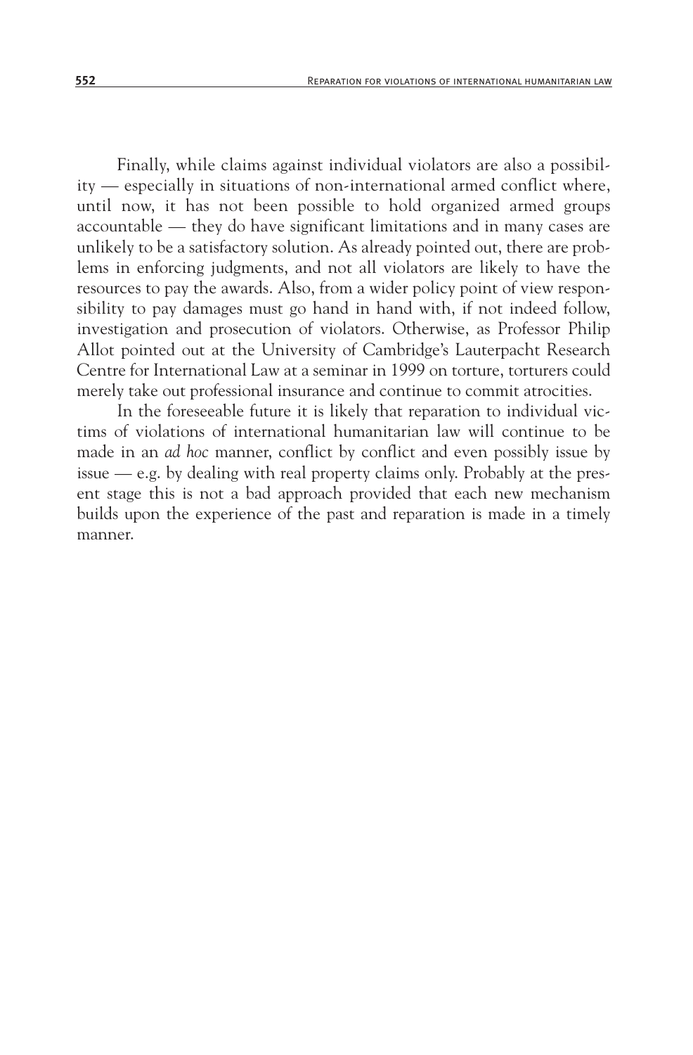Finally, while claims against individual violators are also a possibility — especially in situations of non-international armed conflict where, until now, it has not been possible to hold organized armed groups accountable — they do have significant limitations and in many cases are unlikely to be a satisfactory solution. As already pointed out, there are problems in enforcing judgments, and not all violators are likely to have the resources to pay the awards. Also, from a wider policy point of view responsibility to pay damages must go hand in hand with, if not indeed follow, investigation and prosecution of violators. Otherwise, as Professor Philip Allot pointed out at the University of Cambridge's Lauterpacht Research Centre for International Law at a seminar in 1999 on torture, torturers could merely take out professional insurance and continue to commit atrocities.

In the foreseeable future it is likely that reparation to individual victims of violations of international humanitarian law will continue to be made in an *ad hoc* manner, conflict by conflict and even possibly issue by issue — e.g. by dealing with real property claims only. Probably at the present stage this is not a bad approach provided that each new mechanism builds upon the experience of the past and reparation is made in a timely manner.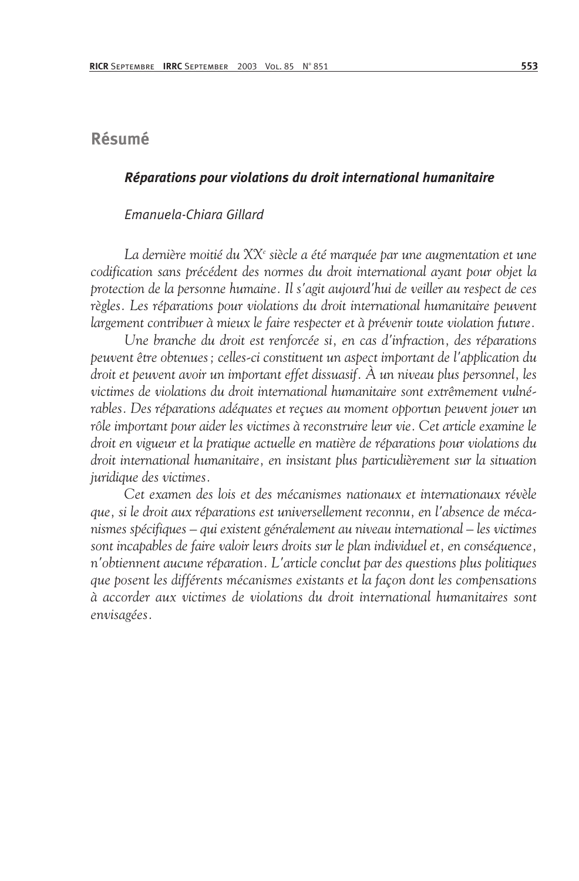## Résumé

### *Réparations pour violations du droit international humanitaire*

*Emanuela-Chiara Gillard*

*La dernière moitié du XX[e] siècle a été marquée par une augmentation et une codification sans précédent des normes du droit international ayant pour objet la protection de la personne humaine. Il s'agit aujourd'hui de veiller au respect de ces règles. Les réparations pour violations du droit international humanitaire peuvent largement contribuer à mieux le faire respecter et à prévenir toute violation future.*

*Une branche du droit est renforcée si, en cas d'infraction, des réparations peuvent être obtenues; celles-ci constituent un aspect important de l'application du droit et peuvent avoir un important effet dissuasif. À un niveau plus personnel, les victimes de violations du droit international humanitaire sont extrêmement vulnérables. Des réparations adéquates et reçues au moment opportun peuvent jouer un rôle important pour aider les victimes à reconstruire leur vie. Cet article examine le droit en vigueur et la pratique actuelle en matière de réparations pour violations du droit international humanitaire, en insistant plus particulièrement sur la situation juridique des victimes.*

*Cet examen des lois et des mécanismes nationaux et internationaux révèle que, si le droit aux réparations est universellement reconnu, en l'absence de mécanismes spécifiques – qui existent généralement au niveau international – les victimes sont incapables de faire valoir leurs droits sur le plan individuel et, en conséquence, n'obtiennent aucune réparation. L'article conclut par des questions plus politiques que posent les différents mécanismes existants et la façon dont les compensations à accorder aux victimes de violations du droit international humanitaires sont envisagées.*